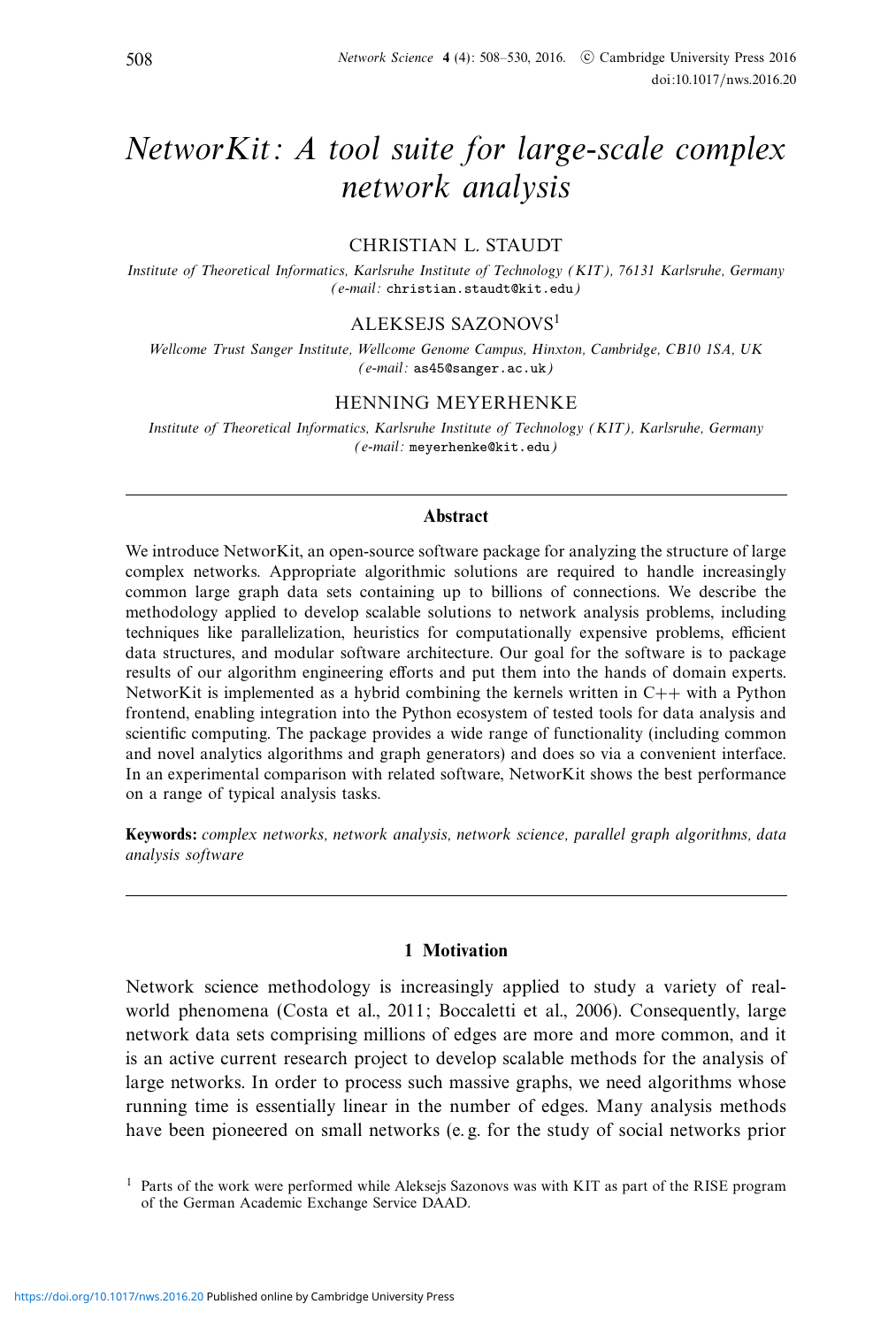// NOTE: Omitted running header/journal metadata and page number; included footnote.

# NetworKit: A tool suite for large-scale complex network analysis

CHRISTIAN L. STAUDT

*Institute of Theoretical Informatics, Karlsruhe Institute of Technology (KIT), 76131 Karlsruhe, Germany*
*(e-mail:* `christian.staudt@kit.edu`*)*

ALEKSEJS SAZONOVS[1]

*Wellcome Trust Sanger Institute, Wellcome Genome Campus, Hinxton, Cambridge, CB10 1SA, UK*
*(e-mail:* `as45@sanger.ac.uk`*)*

HENNING MEYERHENKE

*Institute of Theoretical Informatics, Karlsruhe Institute of Technology (KIT), Karlsruhe, Germany*
*(e-mail:* `meyerhenke@kit.edu`*)*

## Abstract

We introduce NetworKit, an open-source software package for analyzing the structure of large complex networks. Appropriate algorithmic solutions are required to handle increasingly common large graph data sets containing up to billions of connections. We describe the methodology applied to develop scalable solutions to network analysis problems, including techniques like parallelization, heuristics for computationally expensive problems, efficient data structures, and modular software architecture. Our goal for the software is to package results of our algorithm engineering efforts and put them into the hands of domain experts. NetworKit is implemented as a hybrid combining the kernels written in C++ with a Python frontend, enabling integration into the Python ecosystem of tested tools for data analysis and scientific computing. The package provides a wide range of functionality (including common and novel analytics algorithms and graph generators) and does so via a convenient interface. In an experimental comparison with related software, NetworKit shows the best performance on a range of typical analysis tasks.

**Keywords:** *complex networks, network analysis, network science, parallel graph algorithms, data analysis software*

## 1 Motivation

Network science methodology is increasingly applied to study a variety of real-world phenomena (Costa et al., 2011; Boccaletti et al., 2006). Consequently, large network data sets comprising millions of edges are more and more common, and it is an active current research project to develop scalable methods for the analysis of large networks. In order to process such massive graphs, we need algorithms whose running time is essentially linear in the number of edges. Many analysis methods have been pioneered on small networks (e. g. for the study of social networks prior

[1] Parts of the work were performed while Aleksejs Sazonovs was with KIT as part of the RISE program of the German Academic Exchange Service DAAD.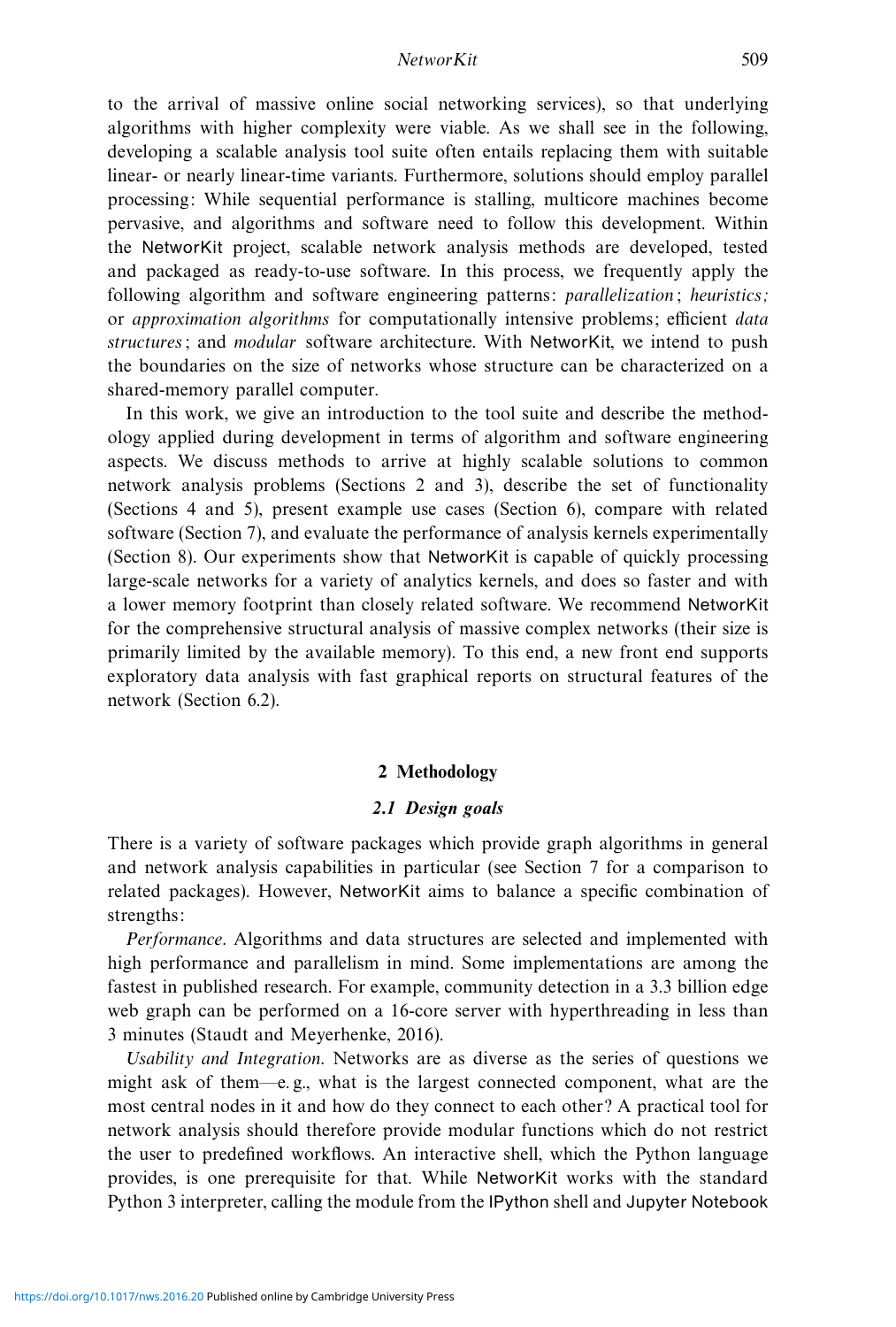to the arrival of massive online social networking services), so that underlying algorithms with higher complexity were viable. As we shall see in the following, developing a scalable analysis tool suite often entails replacing them with suitable linear- or nearly linear-time variants. Furthermore, solutions should employ parallel processing: While sequential performance is stalling, multicore machines become pervasive, and algorithms and software need to follow this development. Within the NetworKit project, scalable network analysis methods are developed, tested and packaged as ready-to-use software. In this process, we frequently apply the following algorithm and software engineering patterns: *parallelization*; *heuristics;* or *approximation algorithms* for computationally intensive problems; efficient *data structures*; and *modular* software architecture. With NetworKit, we intend to push the boundaries on the size of networks whose structure can be characterized on a shared-memory parallel computer.

In this work, we give an introduction to the tool suite and describe the methodology applied during development in terms of algorithm and software engineering aspects. We discuss methods to arrive at highly scalable solutions to common network analysis problems (Sections 2 and 3), describe the set of functionality (Sections 4 and 5), present example use cases (Section 6), compare with related software (Section 7), and evaluate the performance of analysis kernels experimentally (Section 8). Our experiments show that NetworKit is capable of quickly processing large-scale networks for a variety of analytics kernels, and does so faster and with a lower memory footprint than closely related software. We recommend NetworKit for the comprehensive structural analysis of massive complex networks (their size is primarily limited by the available memory). To this end, a new front end supports exploratory data analysis with fast graphical reports on structural features of the network (Section 6.2).

## 2 Methodology

### 2.1 Design goals

There is a variety of software packages which provide graph algorithms in general and network analysis capabilities in particular (see Section 7 for a comparison to related packages). However, NetworKit aims to balance a specific combination of strengths:

*Performance*. Algorithms and data structures are selected and implemented with high performance and parallelism in mind. Some implementations are among the fastest in published research. For example, community detection in a 3.3 billion edge web graph can be performed on a 16-core server with hyperthreading in less than 3 minutes (Staudt and Meyerhenke, 2016).

*Usability and Integration*. Networks are as diverse as the series of questions we might ask of them—e. g., what is the largest connected component, what are the most central nodes in it and how do they connect to each other? A practical tool for network analysis should therefore provide modular functions which do not restrict the user to predefined workflows. An interactive shell, which the Python language provides, is one prerequisite for that. While NetworKit works with the standard Python 3 interpreter, calling the module from the IPython shell and Jupyter Notebook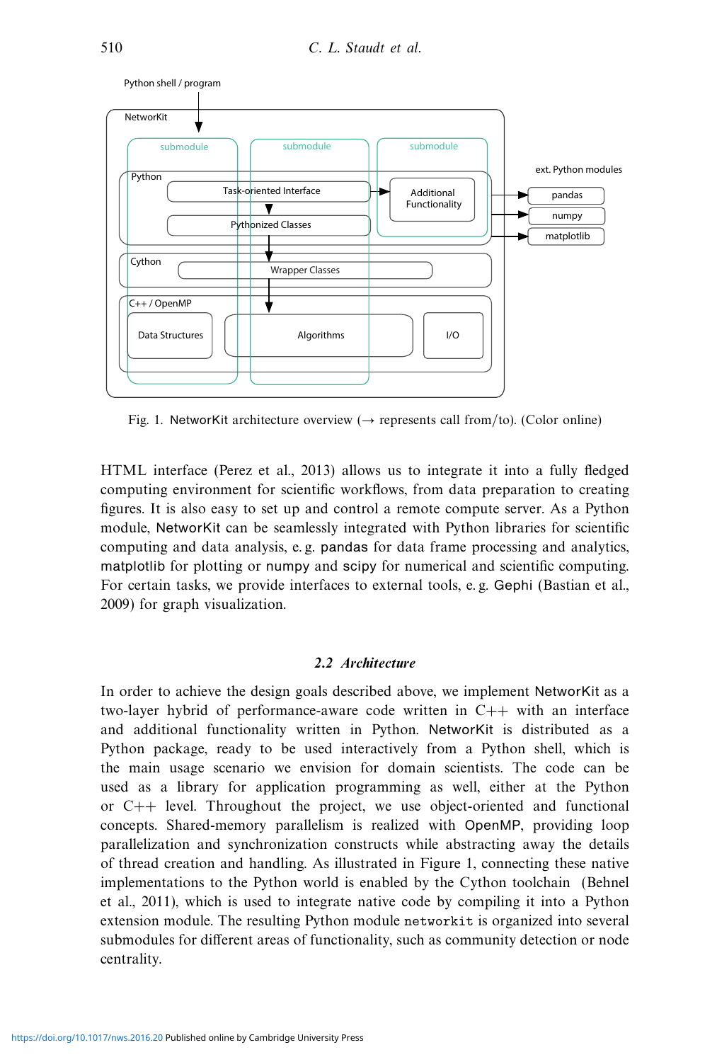Fig. 1. NetworKit architecture overview (→ represents call from/to). (Color online)

HTML interface (Perez et al., 2013) allows us to integrate it into a fully fledged computing environment for scientific workflows, from data preparation to creating figures. It is also easy to set up and control a remote compute server. As a Python module, NetworKit can be seamlessly integrated with Python libraries for scientific computing and data analysis, e. g. pandas for data frame processing and analytics, matplotlib for plotting or numpy and scipy for numerical and scientific computing. For certain tasks, we provide interfaces to external tools, e. g. Gephi (Bastian et al., 2009) for graph visualization.

### 2.2 *Architecture*

In order to achieve the design goals described above, we implement NetworKit as a two-layer hybrid of performance-aware code written in C++ with an interface and additional functionality written in Python. NetworKit is distributed as a Python package, ready to be used interactively from a Python shell, which is the main usage scenario we envision for domain scientists. The code can be used as a library for application programming as well, either at the Python or C++ level. Throughout the project, we use object-oriented and functional concepts. Shared-memory parallelism is realized with OpenMP, providing loop parallelization and synchronization constructs while abstracting away the details of thread creation and handling. As illustrated in Figure 1, connecting these native implementations to the Python world is enabled by the Cython toolchain (Behnel et al., 2011), which is used to integrate native code by compiling it into a Python extension module. The resulting Python module `networkit` is organized into several submodules for different areas of functionality, such as community detection or node centrality.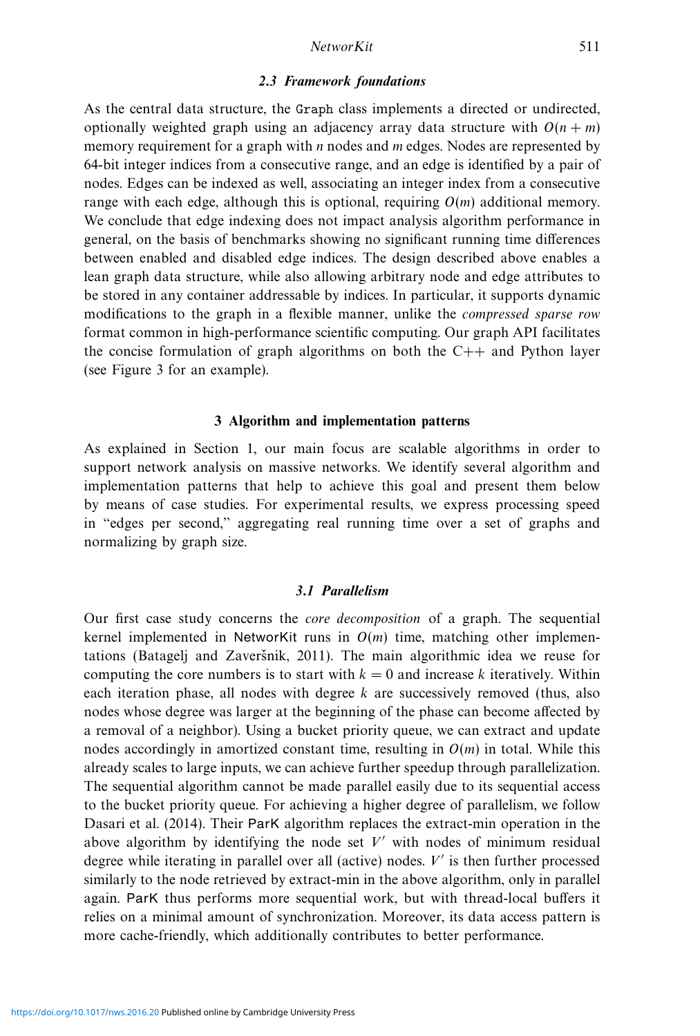### 2.3 Framework foundations

As the central data structure, the `Graph` class implements a directed or undirected, optionally weighted graph using an adjacency array data structure with $O(n + m)$ memory requirement for a graph with $n$ nodes and $m$ edges. Nodes are represented by 64-bit integer indices from a consecutive range, and an edge is identified by a pair of nodes. Edges can be indexed as well, associating an integer index from a consecutive range with each edge, although this is optional, requiring $O(m)$ additional memory. We conclude that edge indexing does not impact analysis algorithm performance in general, on the basis of benchmarks showing no significant running time differences between enabled and disabled edge indices. The design described above enables a lean graph data structure, while also allowing arbitrary node and edge attributes to be stored in any container addressable by indices. In particular, it supports dynamic modifications to the graph in a flexible manner, unlike the *compressed sparse row* format common in high-performance scientific computing. Our graph API facilitates the concise formulation of graph algorithms on both the C++ and Python layer (see Figure 3 for an example).

## 3 Algorithm and implementation patterns

As explained in Section 1, our main focus are scalable algorithms in order to support network analysis on massive networks. We identify several algorithm and implementation patterns that help to achieve this goal and present them below by means of case studies. For experimental results, we express processing speed in "edges per second," aggregating real running time over a set of graphs and normalizing by graph size.

### 3.1 Parallelism

Our first case study concerns the *core decomposition* of a graph. The sequential kernel implemented in NetworKit runs in $O(m)$ time, matching other implementations (Batagelj and Zaveršnik, 2011). The main algorithmic idea we reuse for computing the core numbers is to start with $k = 0$ and increase $k$ iteratively. Within each iteration phase, all nodes with degree $k$ are successively removed (thus, also nodes whose degree was larger at the beginning of the phase can become affected by a removal of a neighbor). Using a bucket priority queue, we can extract and update nodes accordingly in amortized constant time, resulting in $O(m)$ in total. While this already scales to large inputs, we can achieve further speedup through parallelization. The sequential algorithm cannot be made parallel easily due to its sequential access to the bucket priority queue. For achieving a higher degree of parallelism, we follow Dasari et al. (2014). Their ParK algorithm replaces the extract-min operation in the above algorithm by identifying the node set $V'$ with nodes of minimum residual degree while iterating in parallel over all (active) nodes. $V'$ is then further processed similarly to the node retrieved by extract-min in the above algorithm, only in parallel again. ParK thus performs more sequential work, but with thread-local buffers it relies on a minimal amount of synchronization. Moreover, its data access pattern is more cache-friendly, which additionally contributes to better performance.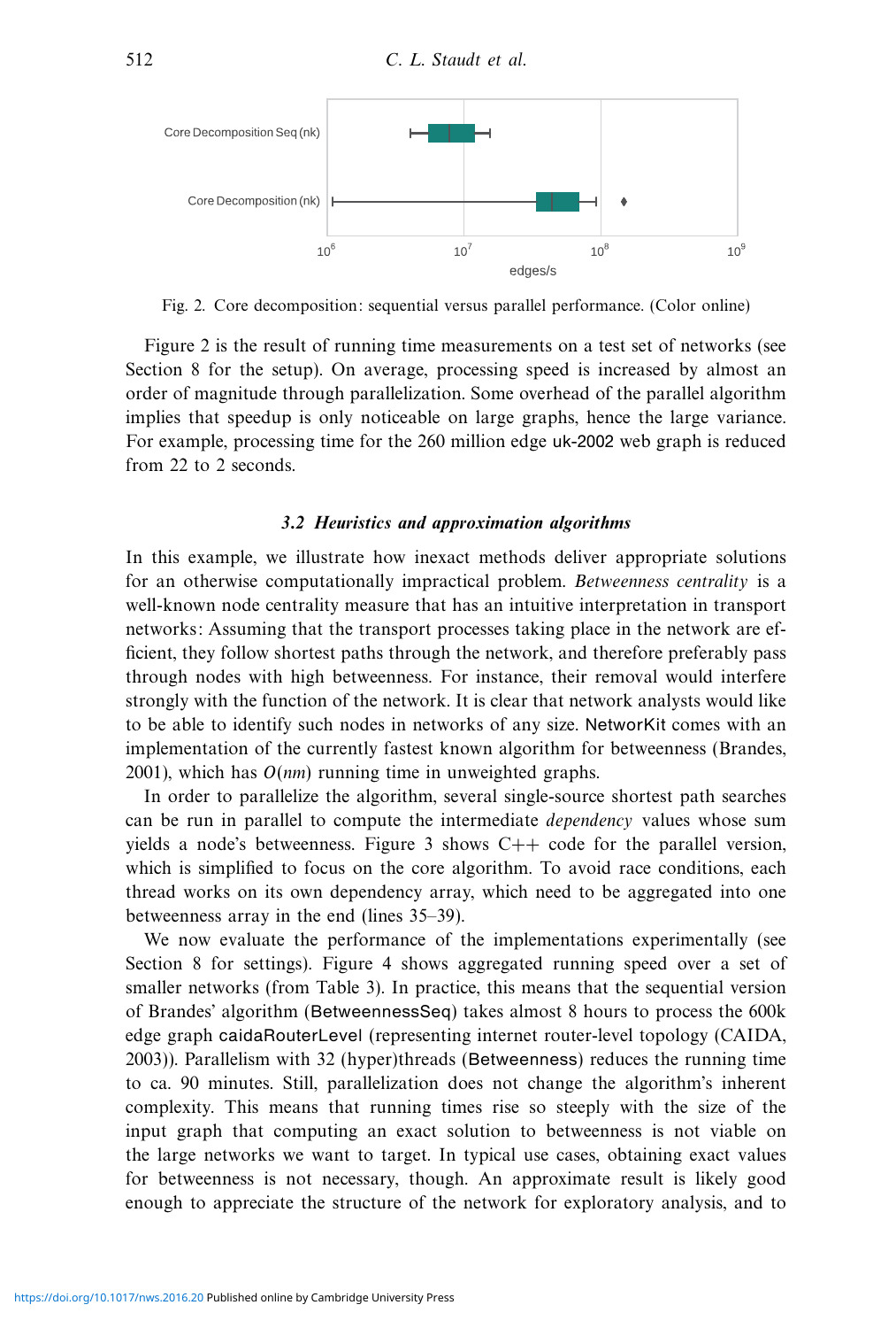Fig. 2. Core decomposition: sequential versus parallel performance. (Color online)

Figure 2 is the result of running time measurements on a test set of networks (see Section 8 for the setup). On average, processing speed is increased by almost an order of magnitude through parallelization. Some overhead of the parallel algorithm implies that speedup is only noticeable on large graphs, hence the large variance. For example, processing time for the 260 million edge uk-2002 web graph is reduced from 22 to 2 seconds.

### 3.2 Heuristics and approximation algorithms

In this example, we illustrate how inexact methods deliver appropriate solutions for an otherwise computationally impractical problem. *Betweenness centrality* is a well-known node centrality measure that has an intuitive interpretation in transport networks: Assuming that the transport processes taking place in the network are efficient, they follow shortest paths through the network, and therefore preferably pass through nodes with high betweenness. For instance, their removal would interfere strongly with the function of the network. It is clear that network analysts would like to be able to identify such nodes in networks of any size. NetworKit comes with an implementation of the currently fastest known algorithm for betweenness (Brandes, 2001), which has $O(nm)$ running time in unweighted graphs.

In order to parallelize the algorithm, several single-source shortest path searches can be run in parallel to compute the intermediate *dependency* values whose sum yields a node's betweenness. Figure 3 shows C++ code for the parallel version, which is simplified to focus on the core algorithm. To avoid race conditions, each thread works on its own dependency array, which need to be aggregated into one betweenness array in the end (lines 35–39).

We now evaluate the performance of the implementations experimentally (see Section 8 for settings). Figure 4 shows aggregated running speed over a set of smaller networks (from Table 3). In practice, this means that the sequential version of Brandes' algorithm (BetweennessSeq) takes almost 8 hours to process the 600k edge graph caidaRouterLevel (representing internet router-level topology (CAIDA, 2003)). Parallelism with 32 (hyper)threads (Betweenness) reduces the running time to ca. 90 minutes. Still, parallelization does not change the algorithm's inherent complexity. This means that running times rise so steeply with the size of the input graph that computing an exact solution to betweenness is not viable on the large networks we want to target. In typical use cases, obtaining exact values for betweenness is not necessary, though. An approximate result is likely good enough to appreciate the structure of the network for exploratory analysis, and to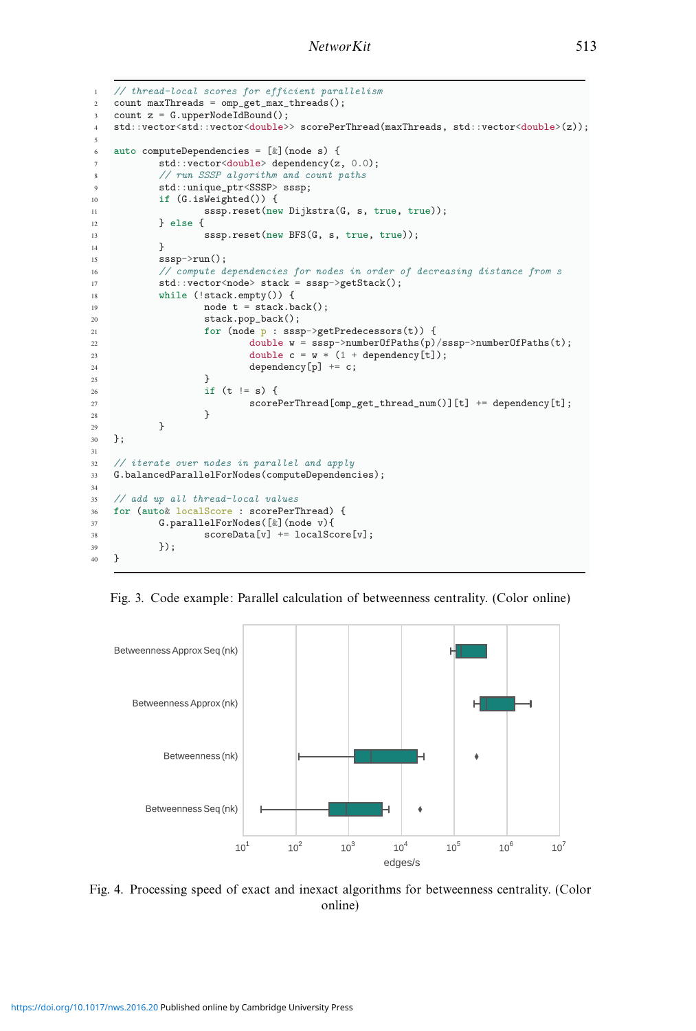```
// thread-local scores for efficient parallelism
count maxThreads = omp_get_max_threads();
count z = G.upperNodeIdBound();
std::vector<std::vector<double>> scorePerThread(maxThreads, std::vector<double>(z));

auto computeDependencies = [&](node s) {
        std::vector<double> dependency(z, 0.0);
        // run SSSP algorithm and count paths
        std::unique_ptr<SSSP> sssp;
        if (G.isWeighted()) {
                sssp.reset(new Dijkstra(G, s, true, true));
        } else {
                sssp.reset(new BFS(G, s, true, true));
        }
        sssp->run();
        // compute dependencies for nodes in order of decreasing distance from s
        std::vector<node> stack = sssp->getStack();
        while (!stack.empty()) {
                node t = stack.back();
                stack.pop_back();
                for (node p : sssp->getPredecessors(t)) {
                        double w = sssp->numberOfPaths(p)/sssp->numberOfPaths(t);
                        double c = w * (1 + dependency[t]);
                        dependency[p] += c;
                }
                if (t != s) {
                        scorePerThread[omp_get_thread_num()][t] += dependency[t];
                }
        }
};

// iterate over nodes in parallel and apply
G.balancedParallelForNodes(computeDependencies);

// add up all thread-local values
for (auto& localScore : scorePerThread) {
        G.parallelForNodes([&](node v){
                scoreData[v] += localScore[v];
        });
}
```

Fig. 3. Code example: Parallel calculation of betweenness centrality. (Color online)

Fig. 4. Processing speed of exact and inexact algorithms for betweenness centrality. (Color online)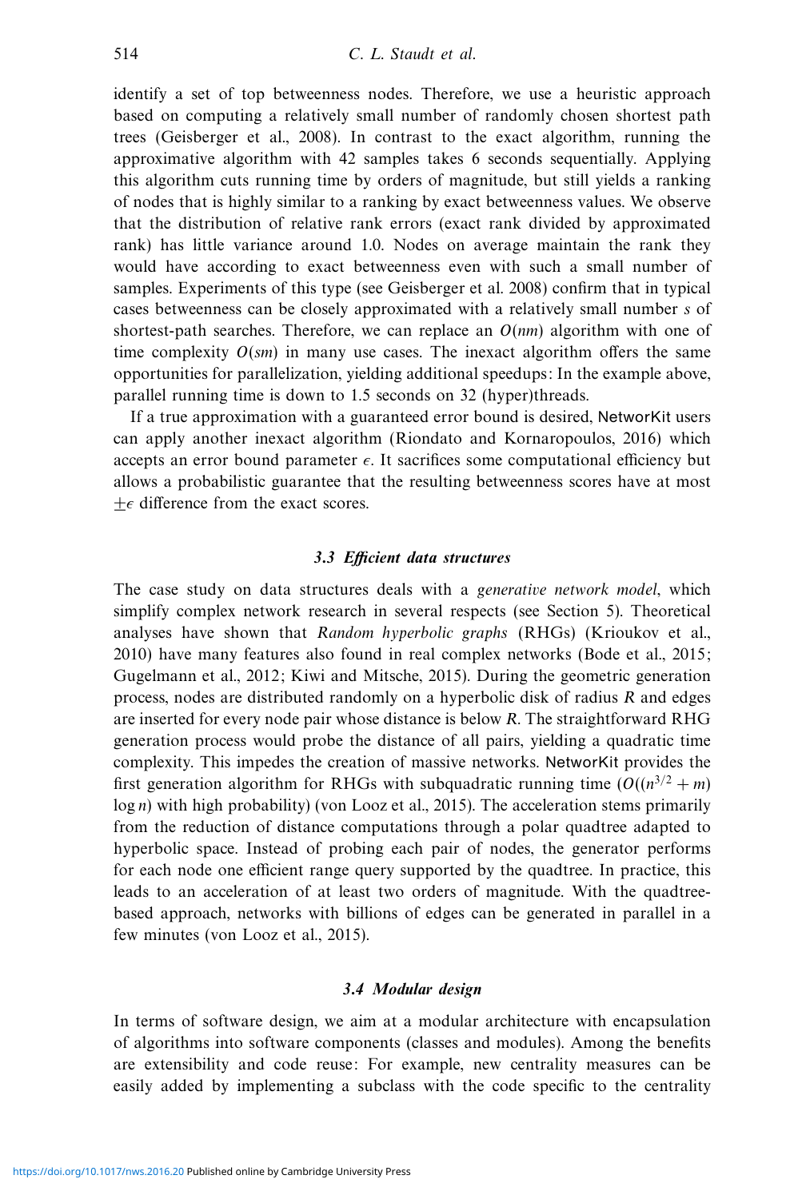identify a set of top betweenness nodes. Therefore, we use a heuristic approach based on computing a relatively small number of randomly chosen shortest path trees (Geisberger et al., 2008). In contrast to the exact algorithm, running the approximative algorithm with 42 samples takes 6 seconds sequentially. Applying this algorithm cuts running time by orders of magnitude, but still yields a ranking of nodes that is highly similar to a ranking by exact betweenness values. We observe that the distribution of relative rank errors (exact rank divided by approximated rank) has little variance around 1.0. Nodes on average maintain the rank they would have according to exact betweenness even with such a small number of samples. Experiments of this type (see Geisberger et al. 2008) confirm that in typical cases betweenness can be closely approximated with a relatively small number $s$ of shortest-path searches. Therefore, we can replace an $O(nm)$ algorithm with one of time complexity $O(sm)$ in many use cases. The inexact algorithm offers the same opportunities for parallelization, yielding additional speedups: In the example above, parallel running time is down to 1.5 seconds on 32 (hyper)threads.

If a true approximation with a guaranteed error bound is desired, NetworKit users can apply another inexact algorithm (Riondato and Kornaropoulos, 2016) which accepts an error bound parameter $\epsilon$. It sacrifices some computational efficiency but allows a probabilistic guarantee that the resulting betweenness scores have at most $\pm\epsilon$ difference from the exact scores.

### 3.3 Efficient data structures

The case study on data structures deals with a *generative network model*, which simplify complex network research in several respects (see Section 5). Theoretical analyses have shown that *Random hyperbolic graphs* (RHGs) (Krioukov et al., 2010) have many features also found in real complex networks (Bode et al., 2015; Gugelmann et al., 2012; Kiwi and Mitsche, 2015). During the geometric generation process, nodes are distributed randomly on a hyperbolic disk of radius $R$ and edges are inserted for every node pair whose distance is below $R$. The straightforward RHG generation process would probe the distance of all pairs, yielding a quadratic time complexity. This impedes the creation of massive networks. NetworKit provides the first generation algorithm for RHGs with subquadratic running time ($O((n^{3/2} + m) \log n)$ with high probability) (von Looz et al., 2015). The acceleration stems primarily from the reduction of distance computations through a polar quadtree adapted to hyperbolic space. Instead of probing each pair of nodes, the generator performs for each node one efficient range query supported by the quadtree. In practice, this leads to an acceleration of at least two orders of magnitude. With the quadtree-based approach, networks with billions of edges can be generated in parallel in a few minutes (von Looz et al., 2015).

### 3.4 Modular design

In terms of software design, we aim at a modular architecture with encapsulation of algorithms into software components (classes and modules). Among the benefits are extensibility and code reuse: For example, new centrality measures can be easily added by implementing a subclass with the code specific to the centrality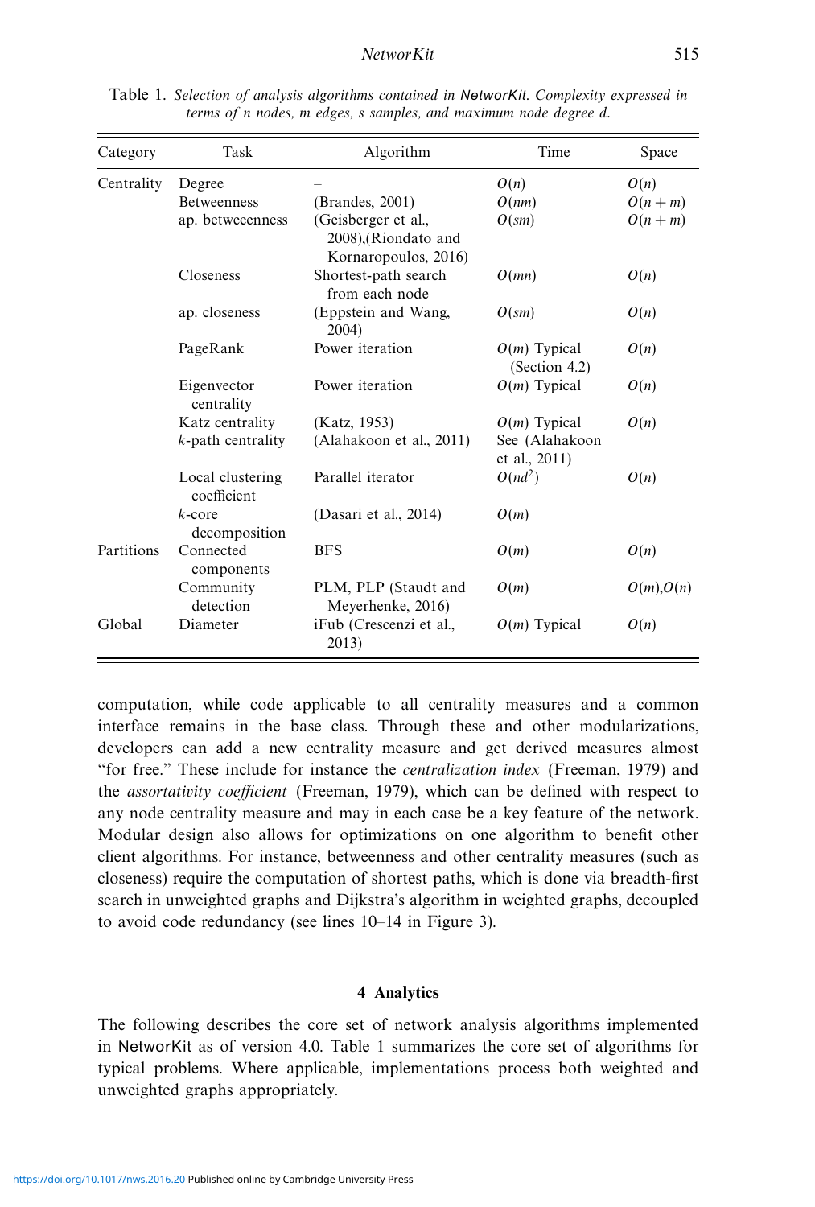Table 1. *Selection of analysis algorithms contained in NetworKit. Complexity expressed in terms of n nodes, m edges, s samples, and maximum node degree d.*

| Category | Task | Algorithm | Time | Space |
|---|---|---|---|---|
| Centrality | Degree | – | $O(n)$ | $O(n)$ |
| | Betweenness | (Brandes, 2001) | $O(nm)$ | $O(n+m)$ |
| | ap. betweeenness | (Geisberger et al., 2008),(Riondato and Kornaropoulos, 2016) | $O(sm)$ | $O(n+m)$ |
| | Closeness | Shortest-path search from each node | $O(mn)$ | $O(n)$ |
| | ap. closeness | (Eppstein and Wang, 2004) | $O(sm)$ | $O(n)$ |
| | PageRank | Power iteration | $O(m)$ Typical (Section 4.2) | $O(n)$ |
| | Eigenvector centrality | Power iteration | $O(m)$ Typical | $O(n)$ |
| | Katz centrality | (Katz, 1953) | $O(m)$ Typical | $O(n)$ |
| | $k$-path centrality | (Alahakoon et al., 2011) | See (Alahakoon et al., 2011) | |
| | Local clustering coefficient | Parallel iterator | $O(nd^2)$ | $O(n)$ |
| | $k$-core decomposition | (Dasari et al., 2014) | $O(m)$ | |
| Partitions | Connected components | BFS | $O(m)$ | $O(n)$ |
| | Community detection | PLM, PLP (Staudt and Meyerhenke, 2016) | $O(m)$ | $O(m)$,$O(n)$ |
| Global | Diameter | iFub (Crescenzi et al., 2013) | $O(m)$ Typical | $O(n)$ |

computation, while code applicable to all centrality measures and a common interface remains in the base class. Through these and other modularizations, developers can add a new centrality measure and get derived measures almost "for free." These include for instance the *centralization index* (Freeman, 1979) and the *assortativity coefficient* (Freeman, 1979), which can be defined with respect to any node centrality measure and may in each case be a key feature of the network. Modular design also allows for optimizations on one algorithm to benefit other client algorithms. For instance, betweenness and other centrality measures (such as closeness) require the computation of shortest paths, which is done via breadth-first search in unweighted graphs and Dijkstra's algorithm in weighted graphs, decoupled to avoid code redundancy (see lines 10–14 in Figure 3).

## 4 Analytics

The following describes the core set of network analysis algorithms implemented in NetworKit as of version 4.0. Table 1 summarizes the core set of algorithms for typical problems. Where applicable, implementations process both weighted and unweighted graphs appropriately.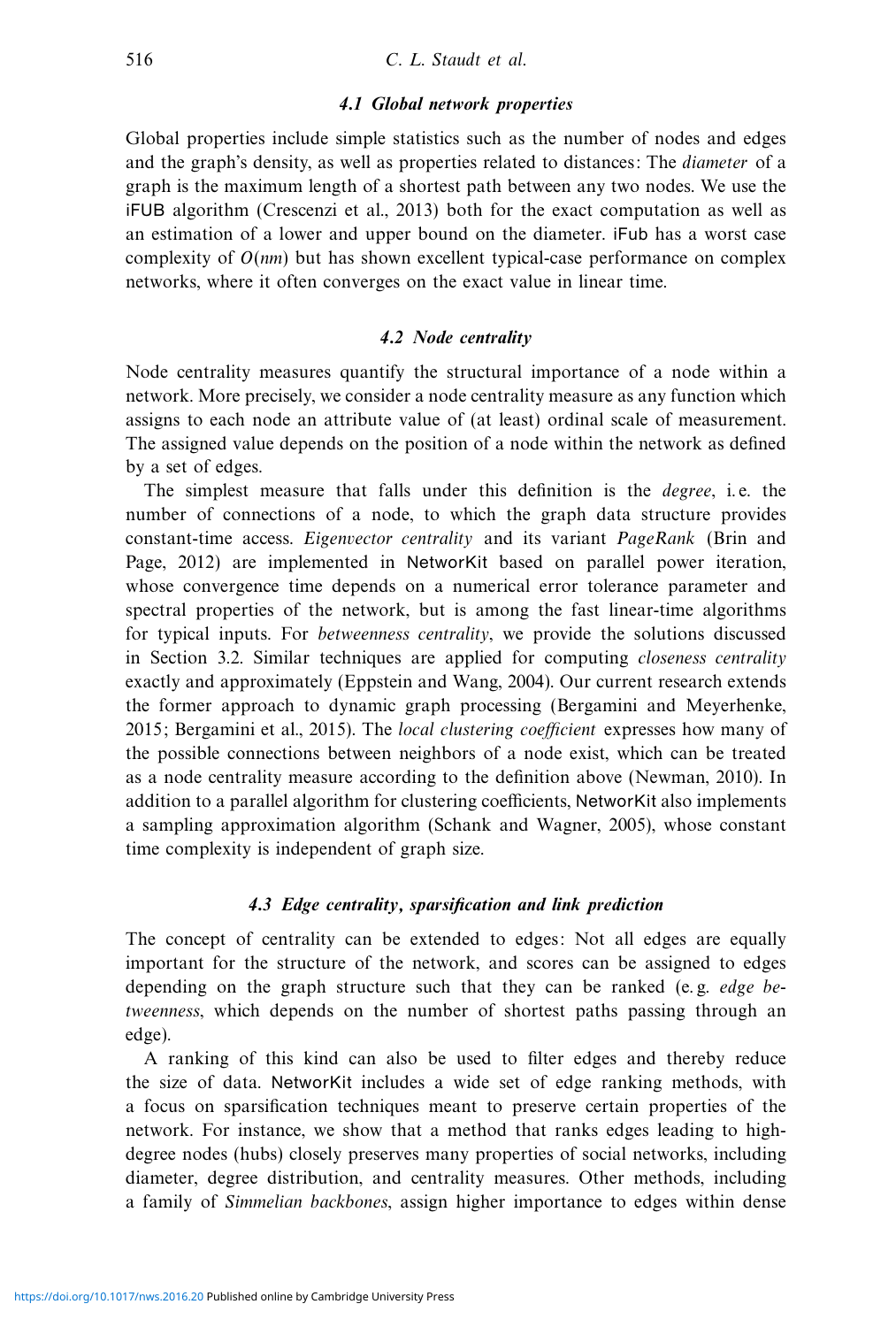### 4.1 Global network properties

Global properties include simple statistics such as the number of nodes and edges and the graph's density, as well as properties related to distances: The *diameter* of a graph is the maximum length of a shortest path between any two nodes. We use the iFUB algorithm (Crescenzi et al., 2013) both for the exact computation as well as an estimation of a lower and upper bound on the diameter. iFub has a worst case complexity of $O(nm)$ but has shown excellent typical-case performance on complex networks, where it often converges on the exact value in linear time.

### 4.2 Node centrality

Node centrality measures quantify the structural importance of a node within a network. More precisely, we consider a node centrality measure as any function which assigns to each node an attribute value of (at least) ordinal scale of measurement. The assigned value depends on the position of a node within the network as defined by a set of edges.

The simplest measure that falls under this definition is the *degree*, i. e. the number of connections of a node, to which the graph data structure provides constant-time access. *Eigenvector centrality* and its variant *PageRank* (Brin and Page, 2012) are implemented in NetworKit based on parallel power iteration, whose convergence time depends on a numerical error tolerance parameter and spectral properties of the network, but is among the fast linear-time algorithms for typical inputs. For *betweenness centrality*, we provide the solutions discussed in Section 3.2. Similar techniques are applied for computing *closeness centrality* exactly and approximately (Eppstein and Wang, 2004). Our current research extends the former approach to dynamic graph processing (Bergamini and Meyerhenke, 2015; Bergamini et al., 2015). The *local clustering coefficient* expresses how many of the possible connections between neighbors of a node exist, which can be treated as a node centrality measure according to the definition above (Newman, 2010). In addition to a parallel algorithm for clustering coefficients, NetworKit also implements a sampling approximation algorithm (Schank and Wagner, 2005), whose constant time complexity is independent of graph size.

### 4.3 Edge centrality, sparsification and link prediction

The concept of centrality can be extended to edges: Not all edges are equally important for the structure of the network, and scores can be assigned to edges depending on the graph structure such that they can be ranked (e. g. *edge betweenness*, which depends on the number of shortest paths passing through an edge).

A ranking of this kind can also be used to filter edges and thereby reduce the size of data. NetworKit includes a wide set of edge ranking methods, with a focus on sparsification techniques meant to preserve certain properties of the network. For instance, we show that a method that ranks edges leading to high-degree nodes (hubs) closely preserves many properties of social networks, including diameter, degree distribution, and centrality measures. Other methods, including a family of *Simmelian backbones*, assign higher importance to edges within dense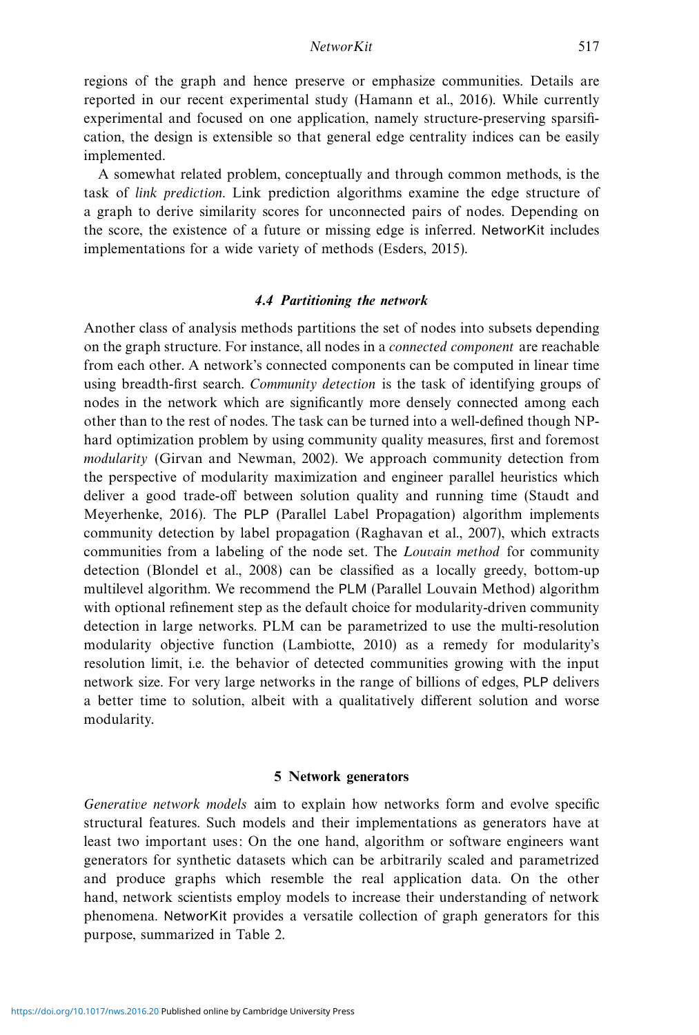regions of the graph and hence preserve or emphasize communities. Details are reported in our recent experimental study (Hamann et al., 2016). While currently experimental and focused on one application, namely structure-preserving sparsification, the design is extensible so that general edge centrality indices can be easily implemented.

A somewhat related problem, conceptually and through common methods, is the task of *link prediction*. Link prediction algorithms examine the edge structure of a graph to derive similarity scores for unconnected pairs of nodes. Depending on the score, the existence of a future or missing edge is inferred. NetworKit includes implementations for a wide variety of methods (Esders, 2015).

### 4.4 Partitioning the network

Another class of analysis methods partitions the set of nodes into subsets depending on the graph structure. For instance, all nodes in a *connected component* are reachable from each other. A network's connected components can be computed in linear time using breadth-first search. *Community detection* is the task of identifying groups of nodes in the network which are significantly more densely connected among each other than to the rest of nodes. The task can be turned into a well-defined though NP-hard optimization problem by using community quality measures, first and foremost *modularity* (Girvan and Newman, 2002). We approach community detection from the perspective of modularity maximization and engineer parallel heuristics which deliver a good trade-off between solution quality and running time (Staudt and Meyerhenke, 2016). The PLP (Parallel Label Propagation) algorithm implements community detection by label propagation (Raghavan et al., 2007), which extracts communities from a labeling of the node set. The *Louvain method* for community detection (Blondel et al., 2008) can be classified as a locally greedy, bottom-up multilevel algorithm. We recommend the PLM (Parallel Louvain Method) algorithm with optional refinement step as the default choice for modularity-driven community detection in large networks. PLM can be parametrized to use the multi-resolution modularity objective function (Lambiotte, 2010) as a remedy for modularity's resolution limit, i.e. the behavior of detected communities growing with the input network size. For very large networks in the range of billions of edges, PLP delivers a better time to solution, albeit with a qualitatively different solution and worse modularity.

## 5 Network generators

*Generative network models* aim to explain how networks form and evolve specific structural features. Such models and their implementations as generators have at least two important uses: On the one hand, algorithm or software engineers want generators for synthetic datasets which can be arbitrarily scaled and parametrized and produce graphs which resemble the real application data. On the other hand, network scientists employ models to increase their understanding of network phenomena. NetworKit provides a versatile collection of graph generators for this purpose, summarized in Table 2.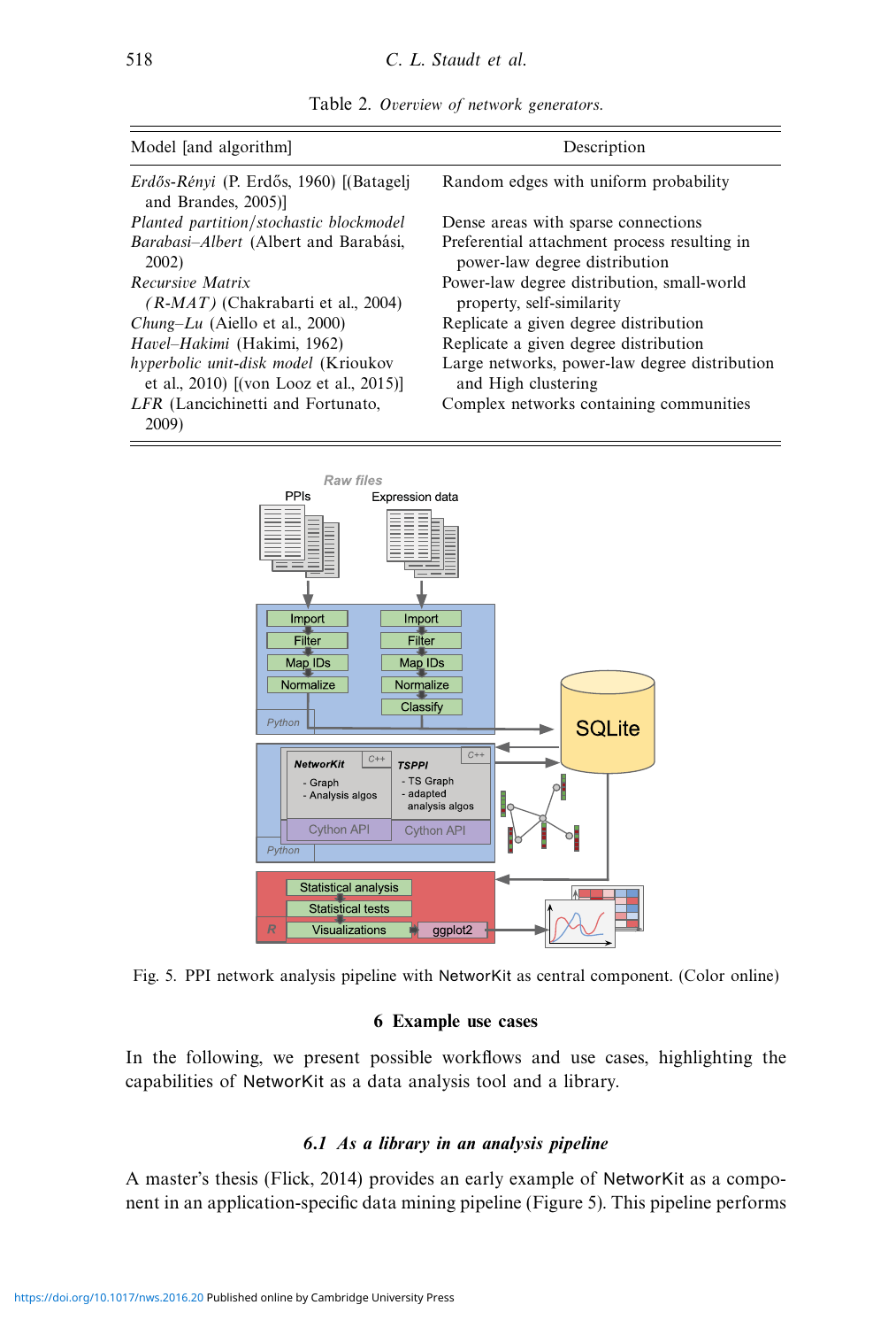Table 2. *Overview of network generators.*

| Model [and algorithm] | Description |
| --- | --- |
| *Erdős-Rényi* (P. Erdős, 1960) [(Batagelj and Brandes, 2005)] | Random edges with uniform probability |
| *Planted partition/stochastic blockmodel* | Dense areas with sparse connections |
| *Barabasi–Albert* (Albert and Barabási, 2002) | Preferential attachment process resulting in power-law degree distribution |
| *Recursive Matrix (R-MAT)* (Chakrabarti et al., 2004) | Power-law degree distribution, small-world property, self-similarity |
| *Chung–Lu* (Aiello et al., 2000) | Replicate a given degree distribution |
| *Havel–Hakimi* (Hakimi, 1962) | Replicate a given degree distribution |
| *hyperbolic unit-disk model* (Krioukov et al., 2010) [(von Looz et al., 2015)] | Large networks, power-law degree distribution and High clustering |
| *LFR* (Lancichinetti and Fortunato, 2009) | Complex networks containing communities |

Fig. 5. PPI network analysis pipeline with NetworKit as central component. (Color online)

## 6 Example use cases

In the following, we present possible workflows and use cases, highlighting the capabilities of NetworKit as a data analysis tool and a library.

### 6.1 As a library in an analysis pipeline

A master's thesis (Flick, 2014) provides an early example of NetworKit as a component in an application-specific data mining pipeline (Figure 5). This pipeline performs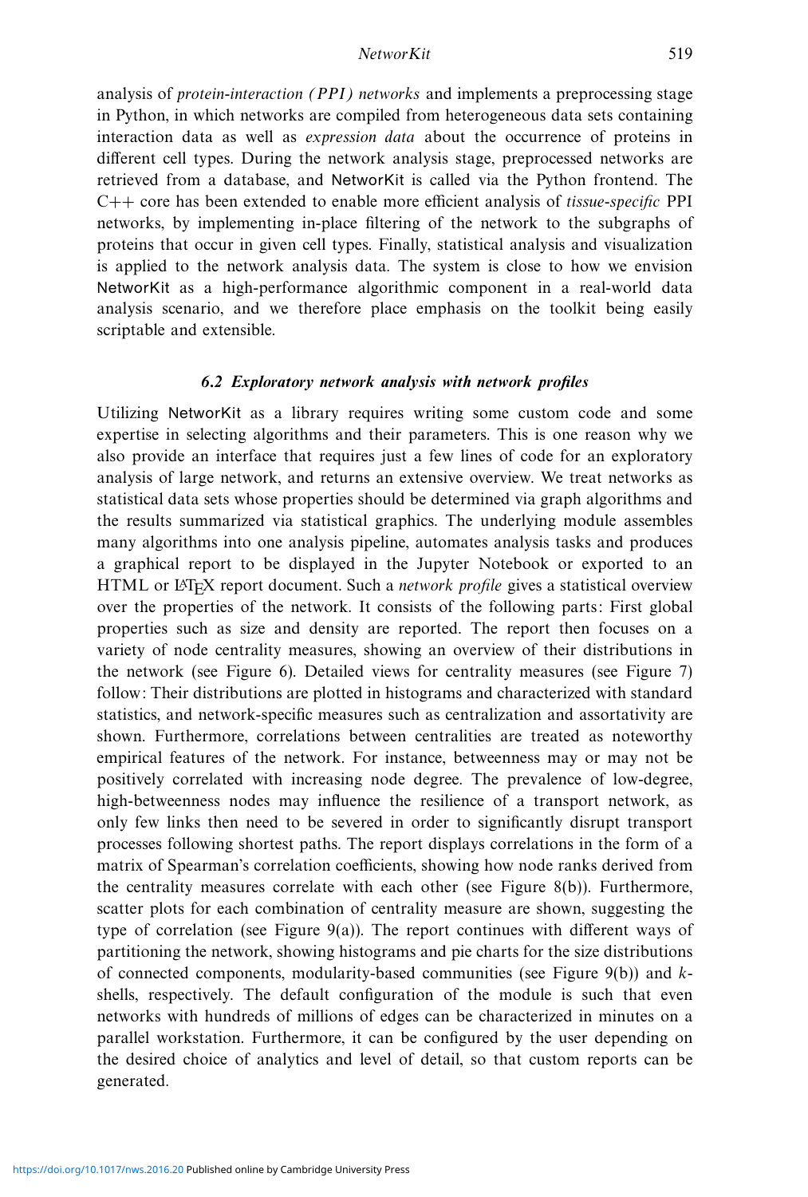analysis of *protein-interaction (PPI) networks* and implements a preprocessing stage in Python, in which networks are compiled from heterogeneous data sets containing interaction data as well as *expression data* about the occurrence of proteins in different cell types. During the network analysis stage, preprocessed networks are retrieved from a database, and NetworKit is called via the Python frontend. The C++ core has been extended to enable more efficient analysis of *tissue-specific* PPI networks, by implementing in-place filtering of the network to the subgraphs of proteins that occur in given cell types. Finally, statistical analysis and visualization is applied to the network analysis data. The system is close to how we envision NetworKit as a high-performance algorithmic component in a real-world data analysis scenario, and we therefore place emphasis on the toolkit being easily scriptable and extensible.

### 6.2 Exploratory network analysis with network profiles

Utilizing NetworKit as a library requires writing some custom code and some expertise in selecting algorithms and their parameters. This is one reason why we also provide an interface that requires just a few lines of code for an exploratory analysis of large network, and returns an extensive overview. We treat networks as statistical data sets whose properties should be determined via graph algorithms and the results summarized via statistical graphics. The underlying module assembles many algorithms into one analysis pipeline, automates analysis tasks and produces a graphical report to be displayed in the Jupyter Notebook or exported to an HTML or LaTeX report document. Such a *network profile* gives a statistical overview over the properties of the network. It consists of the following parts: First global properties such as size and density are reported. The report then focuses on a variety of node centrality measures, showing an overview of their distributions in the network (see Figure 6). Detailed views for centrality measures (see Figure 7) follow: Their distributions are plotted in histograms and characterized with standard statistics, and network-specific measures such as centralization and assortativity are shown. Furthermore, correlations between centralities are treated as noteworthy empirical features of the network. For instance, betweenness may or may not be positively correlated with increasing node degree. The prevalence of low-degree, high-betweenness nodes may influence the resilience of a transport network, as only few links then need to be severed in order to significantly disrupt transport processes following shortest paths. The report displays correlations in the form of a matrix of Spearman's correlation coefficients, showing how node ranks derived from the centrality measures correlate with each other (see Figure 8(b)). Furthermore, scatter plots for each combination of centrality measure are shown, suggesting the type of correlation (see Figure 9(a)). The report continues with different ways of partitioning the network, showing histograms and pie charts for the size distributions of connected components, modularity-based communities (see Figure 9(b)) and $k$-shells, respectively. The default configuration of the module is such that even networks with hundreds of millions of edges can be characterized in minutes on a parallel workstation. Furthermore, it can be configured by the user depending on the desired choice of analytics and level of detail, so that custom reports can be generated.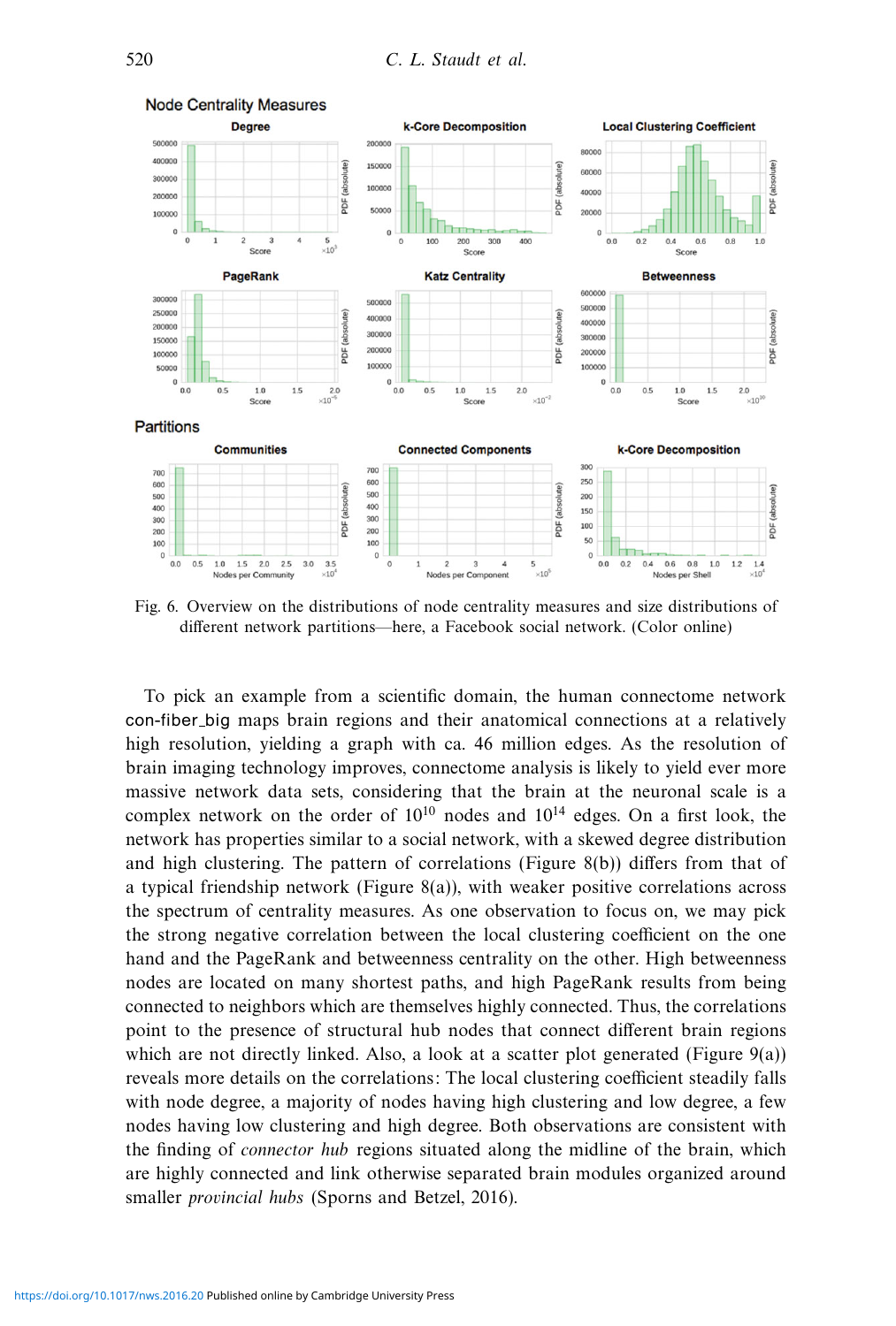Fig. 6. Overview on the distributions of node centrality measures and size distributions of different network partitions—here, a Facebook social network. (Color online)

To pick an example from a scientific domain, the human connectome network con-fiber_big maps brain regions and their anatomical connections at a relatively high resolution, yielding a graph with ca. 46 million edges. As the resolution of brain imaging technology improves, connectome analysis is likely to yield ever more massive network data sets, considering that the brain at the neuronal scale is a complex network on the order of $10^{10}$ nodes and $10^{14}$ edges. On a first look, the network has properties similar to a social network, with a skewed degree distribution and high clustering. The pattern of correlations (Figure 8(b)) differs from that of a typical friendship network (Figure 8(a)), with weaker positive correlations across the spectrum of centrality measures. As one observation to focus on, we may pick the strong negative correlation between the local clustering coefficient on the one hand and the PageRank and betweenness centrality on the other. High betweenness nodes are located on many shortest paths, and high PageRank results from being connected to neighbors which are themselves highly connected. Thus, the correlations point to the presence of structural hub nodes that connect different brain regions which are not directly linked. Also, a look at a scatter plot generated (Figure 9(a)) reveals more details on the correlations: The local clustering coefficient steadily falls with node degree, a majority of nodes having high clustering and low degree, a few nodes having low clustering and high degree. Both observations are consistent with the finding of *connector hub* regions situated along the midline of the brain, which are highly connected and link otherwise separated brain modules organized around smaller *provincial hubs* (Sporns and Betzel, 2016).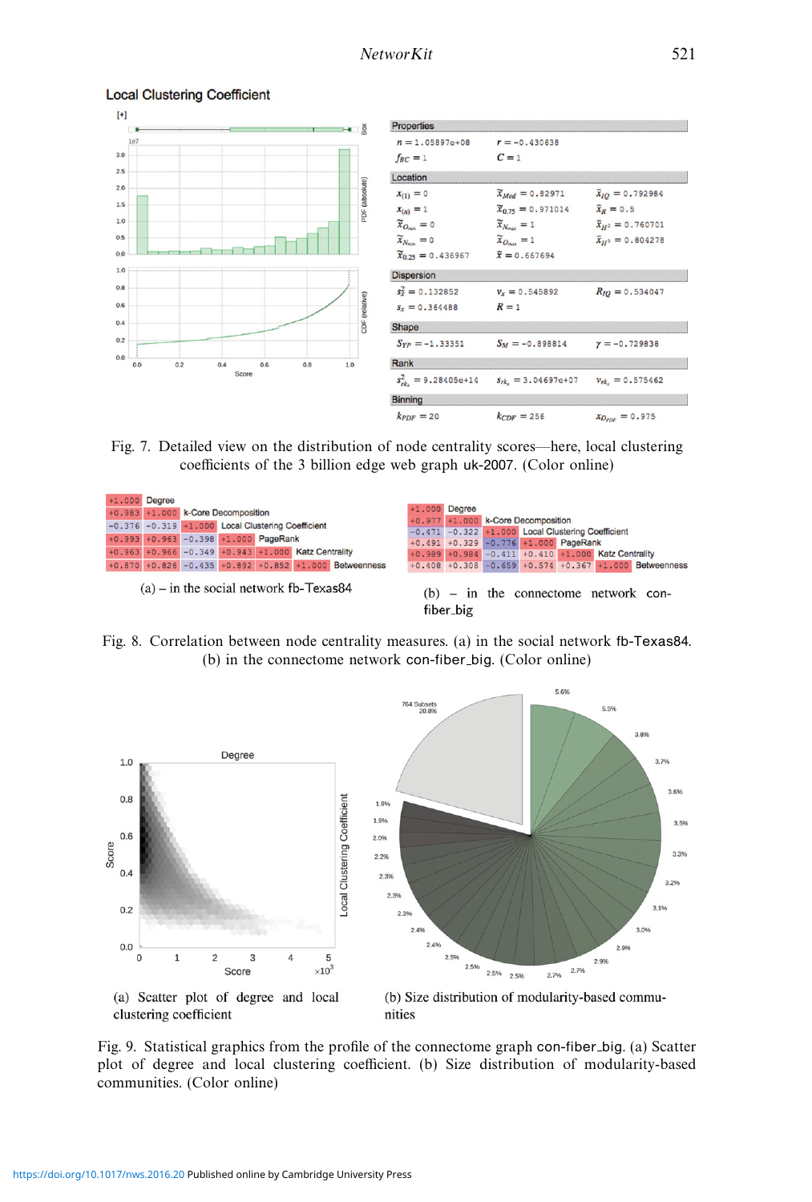### Local Clustering Coefficient

| Properties | | |
|---|---|---|
| $n = 1.05897e+08$ | $r = -0.430638$ | |
| $f_{BC} = 1$ | $C = 1$ | |
| **Location** | | |
| $x_{(1)} = 0$ | $\tilde{x}_{Med} = 0.82971$ | $\bar{x}_{IQ} = 0.792984$ |
| $x_{(n)} = 1$ | $\tilde{x}_{0.75} = 0.971014$ | $\bar{x}_R = 0.5$ |
| $\tilde{x}_{O_{min}} = 0$ | $\tilde{x}_{N_{max}} = 1$ | $\bar{x}_{H^2} = 0.760701$ |
| $\tilde{x}_{N_{min}} = 0$ | $\tilde{x}_{O_{max}} = 1$ | $\bar{x}_{H^3} = 0.804278$ |
| $\tilde{x}_{0.25} = 0.436967$ | $\bar{x} = 0.667694$ | |
| **Dispersion** | | |
| $s_x^2 = 0.132852$ | $v_x = 0.545892$ | $R_{IQ} = 0.534047$ |
| $s_x = 0.364488$ | $R = 1$ | |
| **Shape** | | |
| $S_{YP} = -1.33351$ | $S_M = -0.898814$ | $\gamma = -0.729838$ |
| **Rank** | | |
| $s^2_{rk_x} = 9.28405e+14$ | $s_{rk_x} = 3.04697e+07$ | $v_{rk_x} = 0.575462$ |
| **Binning** | | |
| $k_{PDF} = 20$ | $k_{CDF} = 256$ | $x_{D_{PDF}} = 0.975$ |

Fig. 7. Detailed view on the distribution of node centrality scores—here, local clustering coefficients of the 3 billion edge web graph uk-2007. (Color online)

| | | | | | | |
|---|---|---|---|---|---|---|
| +1.000 | | | | | | Degree |
| +0.983 | +1.000 | | | | | k-Core Decomposition |
| −0.376 | −0.319 | +1.000 | | | | Local Clustering Coefficient |
| +0.993 | +0.963 | −0.398 | +1.000 | | | PageRank |
| +0.963 | +0.966 | −0.349 | +0.943 | +1.000 | | Katz Centrality |
| +0.870 | +0.826 | −0.435 | +0.892 | +0.852 | +1.000 | Betweenness |

(a) – in the social network fb-Texas84

| | | | | | | |
|---|---|---|---|---|---|---|
| +1.000 | | | | | | Degree |
| +0.977 | +1.000 | | | | | k-Core Decomposition |
| −0.471 | −0.322 | +1.000 | | | | Local Clustering Coefficient |
| +0.491 | +0.329 | −0.776 | +1.000 | | | PageRank |
| +0.989 | +0.984 | −0.411 | +0.410 | +1.000 | | Katz Centrality |
| +0.408 | +0.308 | −0.659 | +0.574 | +0.367 | +1.000 | Betweenness |

(b) – in the connectome network con-fiber_big

Fig. 8. Correlation between node centrality measures. (a) in the social network fb-Texas84. (b) in the connectome network con-fiber_big. (Color online)

(a) Scatter plot of degree and local clustering coefficient

(b) Size distribution of modularity-based communities

Fig. 9. Statistical graphics from the profile of the connectome graph con-fiber_big. (a) Scatter plot of degree and local clustering coefficient. (b) Size distribution of modularity-based communities. (Color online)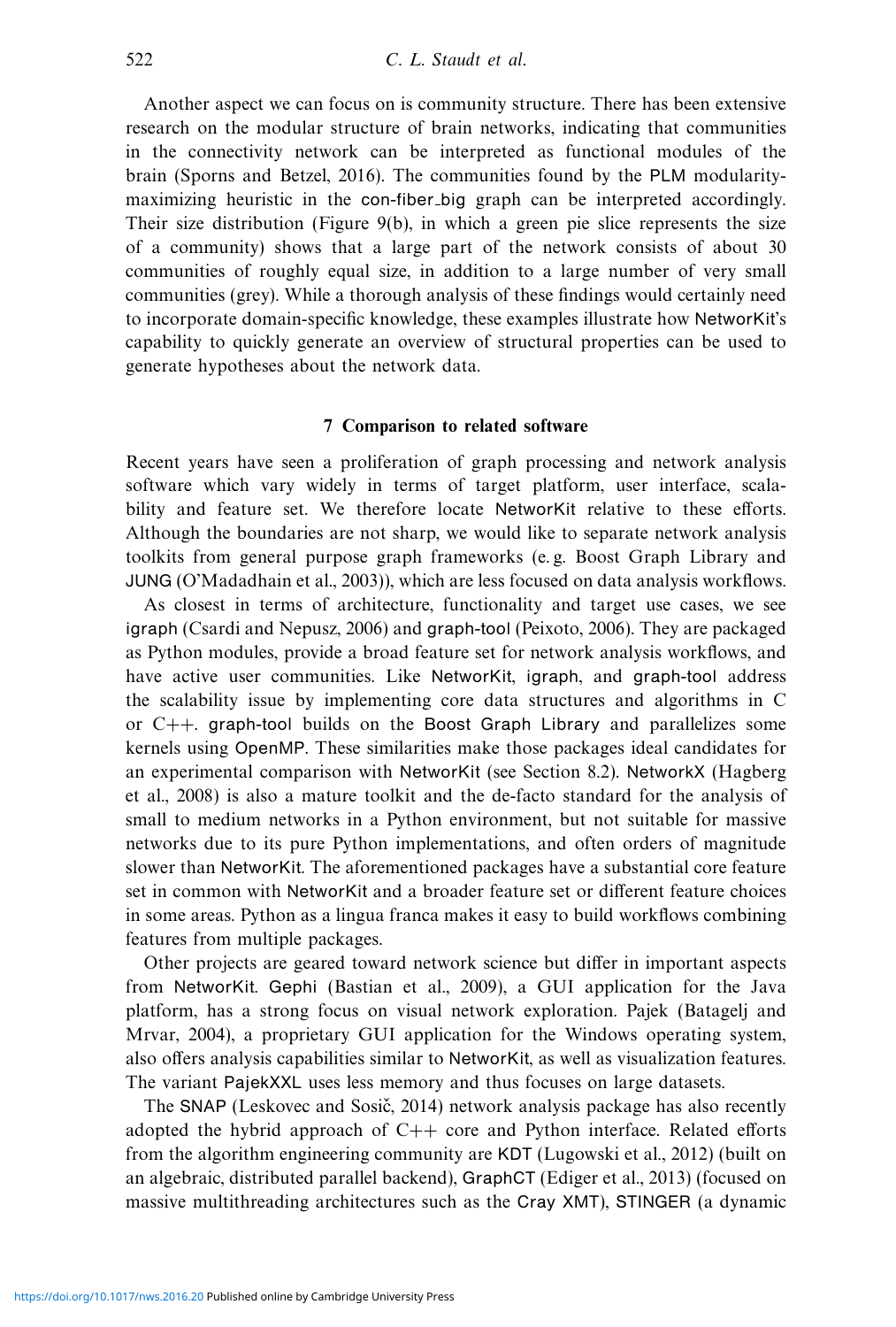Another aspect we can focus on is community structure. There has been extensive research on the modular structure of brain networks, indicating that communities in the connectivity network can be interpreted as functional modules of the brain (Sporns and Betzel, 2016). The communities found by the PLM modularity-maximizing heuristic in the con-fiber_big graph can be interpreted accordingly. Their size distribution (Figure 9(b), in which a green pie slice represents the size of a community) shows that a large part of the network consists of about 30 communities of roughly equal size, in addition to a large number of very small communities (grey). While a thorough analysis of these findings would certainly need to incorporate domain-specific knowledge, these examples illustrate how NetworKit's capability to quickly generate an overview of structural properties can be used to generate hypotheses about the network data.

## 7 Comparison to related software

Recent years have seen a proliferation of graph processing and network analysis software which vary widely in terms of target platform, user interface, scalability and feature set. We therefore locate NetworKit relative to these efforts. Although the boundaries are not sharp, we would like to separate network analysis toolkits from general purpose graph frameworks (e. g. Boost Graph Library and JUNG (O'Madadhain et al., 2003)), which are less focused on data analysis workflows.

As closest in terms of architecture, functionality and target use cases, we see igraph (Csardi and Nepusz, 2006) and graph-tool (Peixoto, 2006). They are packaged as Python modules, provide a broad feature set for network analysis workflows, and have active user communities. Like NetworKit, igraph, and graph-tool address the scalability issue by implementing core data structures and algorithms in C or C++. graph-tool builds on the Boost Graph Library and parallelizes some kernels using OpenMP. These similarities make those packages ideal candidates for an experimental comparison with NetworKit (see Section 8.2). NetworkX (Hagberg et al., 2008) is also a mature toolkit and the de-facto standard for the analysis of small to medium networks in a Python environment, but not suitable for massive networks due to its pure Python implementations, and often orders of magnitude slower than NetworKit. The aforementioned packages have a substantial core feature set in common with NetworKit and a broader feature set or different feature choices in some areas. Python as a lingua franca makes it easy to build workflows combining features from multiple packages.

Other projects are geared toward network science but differ in important aspects from NetworKit. Gephi (Bastian et al., 2009), a GUI application for the Java platform, has a strong focus on visual network exploration. Pajek (Batagelj and Mrvar, 2004), a proprietary GUI application for the Windows operating system, also offers analysis capabilities similar to NetworKit, as well as visualization features. The variant PajekXXL uses less memory and thus focuses on large datasets.

The SNAP (Leskovec and Sosič, 2014) network analysis package has also recently adopted the hybrid approach of C++ core and Python interface. Related efforts from the algorithm engineering community are KDT (Lugowski et al., 2012) (built on an algebraic, distributed parallel backend), GraphCT (Ediger et al., 2013) (focused on massive multithreading architectures such as the Cray XMT), STINGER (a dynamic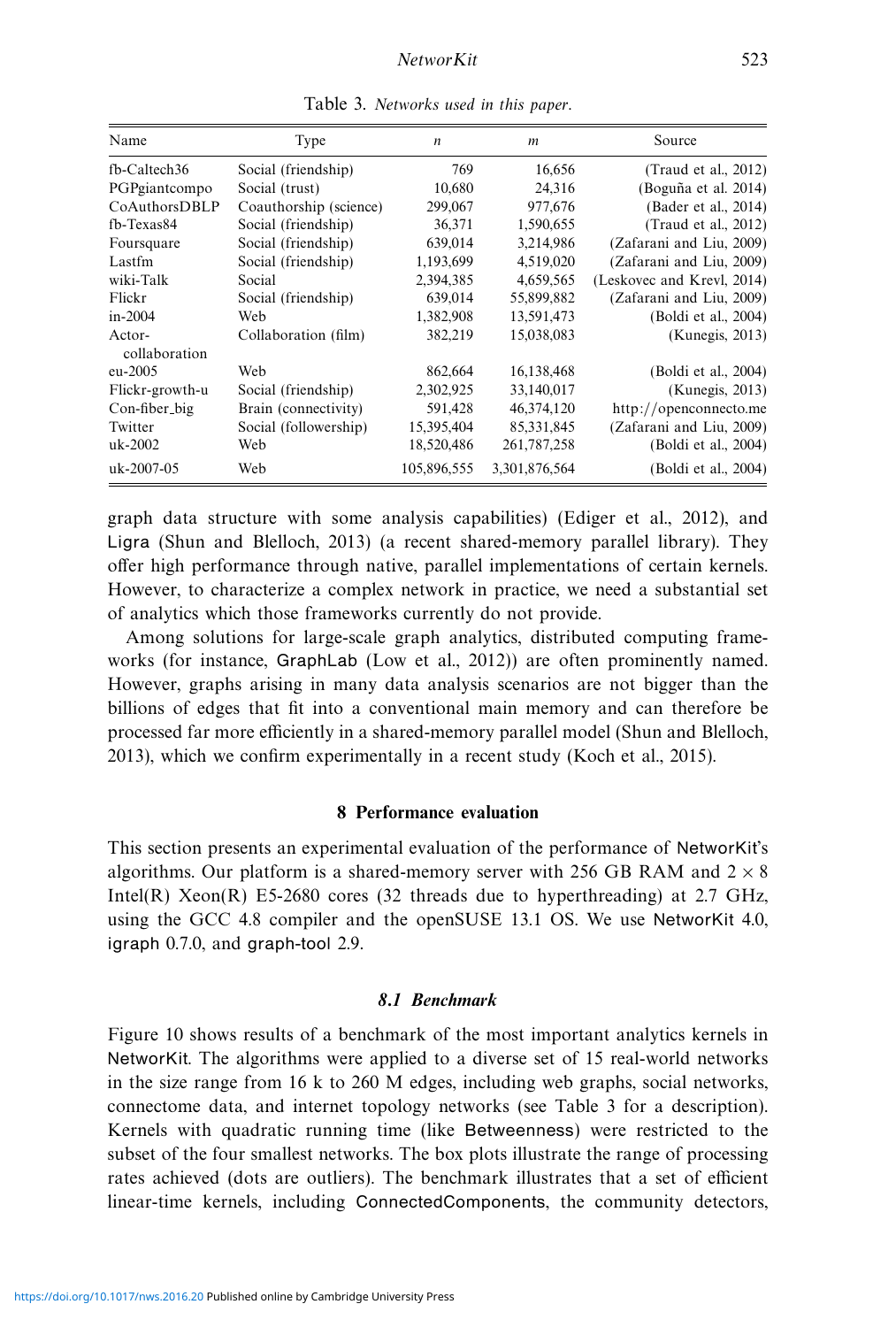Table 3. *Networks used in this paper.*

| Name | Type | $n$ | $m$ | Source |
|---|---|---|---|---|
| fb-Caltech36 | Social (friendship) | 769 | 16,656 | (Traud et al., 2012) |
| PGPgiantcompo | Social (trust) | 10,680 | 24,316 | (Boguña et al. 2014) |
| CoAuthorsDBLP | Coauthorship (science) | 299,067 | 977,676 | (Bader et al., 2014) |
| fb-Texas84 | Social (friendship) | 36,371 | 1,590,655 | (Traud et al., 2012) |
| Foursquare | Social (friendship) | 639,014 | 3,214,986 | (Zafarani and Liu, 2009) |
| Lastfm | Social (friendship) | 1,193,699 | 4,519,020 | (Zafarani and Liu, 2009) |
| wiki-Talk | Social | 2,394,385 | 4,659,565 | (Leskovec and Krevl, 2014) |
| Flickr | Social (friendship) | 639,014 | 55,899,882 | (Zafarani and Liu, 2009) |
| in-2004 | Web | 1,382,908 | 13,591,473 | (Boldi et al., 2004) |
| Actor-collaboration | Collaboration (film) | 382,219 | 15,038,083 | (Kunegis, 2013) |
| eu-2005 | Web | 862,664 | 16,138,468 | (Boldi et al., 2004) |
| Flickr-growth-u | Social (friendship) | 2,302,925 | 33,140,017 | (Kunegis, 2013) |
| Con-fiber_big | Brain (connectivity) | 591,428 | 46,374,120 | http://openconnecto.me |
| Twitter | Social (followership) | 15,395,404 | 85,331,845 | (Zafarani and Liu, 2009) |
| uk-2002 | Web | 18,520,486 | 261,787,258 | (Boldi et al., 2004) |
| uk-2007-05 | Web | 105,896,555 | 3,301,876,564 | (Boldi et al., 2004) |

graph data structure with some analysis capabilities) (Ediger et al., 2012), and Ligra (Shun and Blelloch, 2013) (a recent shared-memory parallel library). They offer high performance through native, parallel implementations of certain kernels. However, to characterize a complex network in practice, we need a substantial set of analytics which those frameworks currently do not provide.

Among solutions for large-scale graph analytics, distributed computing frameworks (for instance, GraphLab (Low et al., 2012)) are often prominently named. However, graphs arising in many data analysis scenarios are not bigger than the billions of edges that fit into a conventional main memory and can therefore be processed far more efficiently in a shared-memory parallel model (Shun and Blelloch, 2013), which we confirm experimentally in a recent study (Koch et al., 2015).

## 8 Performance evaluation

This section presents an experimental evaluation of the performance of NetworKit's algorithms. Our platform is a shared-memory server with 256 GB RAM and $2 \times 8$ Intel(R) Xeon(R) E5-2680 cores (32 threads due to hyperthreading) at 2.7 GHz, using the GCC 4.8 compiler and the openSUSE 13.1 OS. We use NetworKit 4.0, igraph 0.7.0, and graph-tool 2.9.

### 8.1 Benchmark

Figure 10 shows results of a benchmark of the most important analytics kernels in NetworKit. The algorithms were applied to a diverse set of 15 real-world networks in the size range from 16 k to 260 M edges, including web graphs, social networks, connectome data, and internet topology networks (see Table 3 for a description). Kernels with quadratic running time (like Betweenness) were restricted to the subset of the four smallest networks. The box plots illustrate the range of processing rates achieved (dots are outliers). The benchmark illustrates that a set of efficient linear-time kernels, including ConnectedComponents, the community detectors,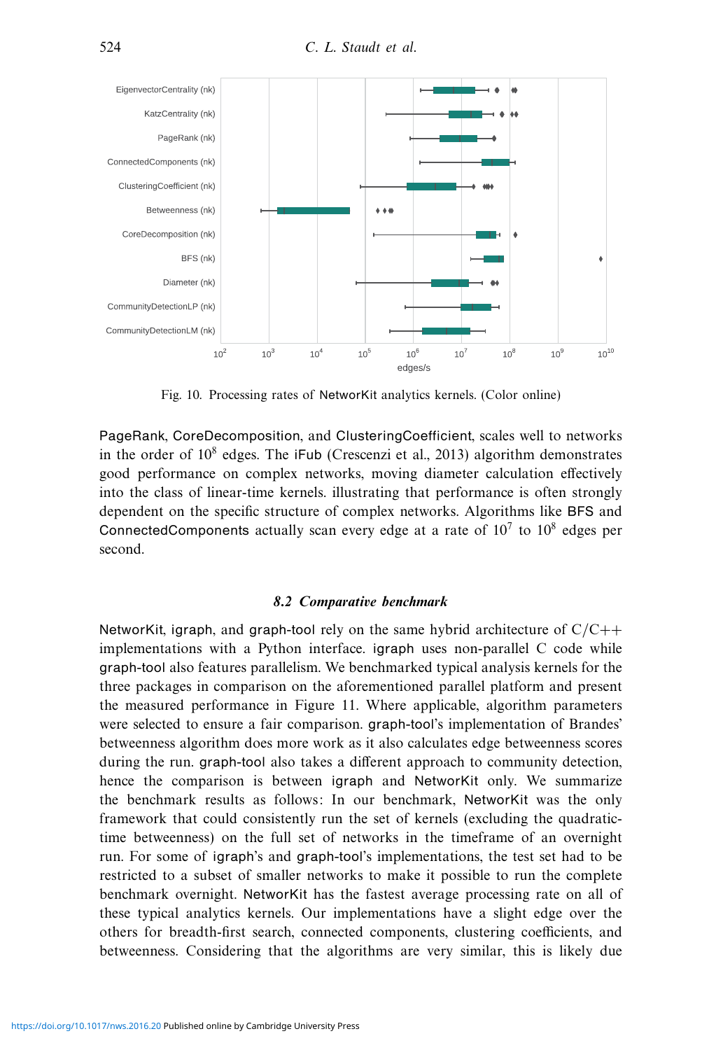Fig. 10. Processing rates of NetworKit analytics kernels. (Color online)

PageRank, CoreDecomposition, and ClusteringCoefficient, scales well to networks in the order of $10^8$ edges. The iFub (Crescenzi et al., 2013) algorithm demonstrates good performance on complex networks, moving diameter calculation effectively into the class of linear-time kernels. illustrating that performance is often strongly dependent on the specific structure of complex networks. Algorithms like BFS and ConnectedComponents actually scan every edge at a rate of $10^7$ to $10^8$ edges per second.

### 8.2 Comparative benchmark

NetworKit, igraph, and graph-tool rely on the same hybrid architecture of C/C++ implementations with a Python interface. igraph uses non-parallel C code while graph-tool also features parallelism. We benchmarked typical analysis kernels for the three packages in comparison on the aforementioned parallel platform and present the measured performance in Figure 11. Where applicable, algorithm parameters were selected to ensure a fair comparison. graph-tool's implementation of Brandes' betweenness algorithm does more work as it also calculates edge betweenness scores during the run. graph-tool also takes a different approach to community detection, hence the comparison is between igraph and NetworKit only. We summarize the benchmark results as follows: In our benchmark, NetworKit was the only framework that could consistently run the set of kernels (excluding the quadratic-time betweenness) on the full set of networks in the timeframe of an overnight run. For some of igraph's and graph-tool's implementations, the test set had to be restricted to a subset of smaller networks to make it possible to run the complete benchmark overnight. NetworKit has the fastest average processing rate on all of these typical analytics kernels. Our implementations have a slight edge over the others for breadth-first search, connected components, clustering coefficients, and betweenness. Considering that the algorithms are very similar, this is likely due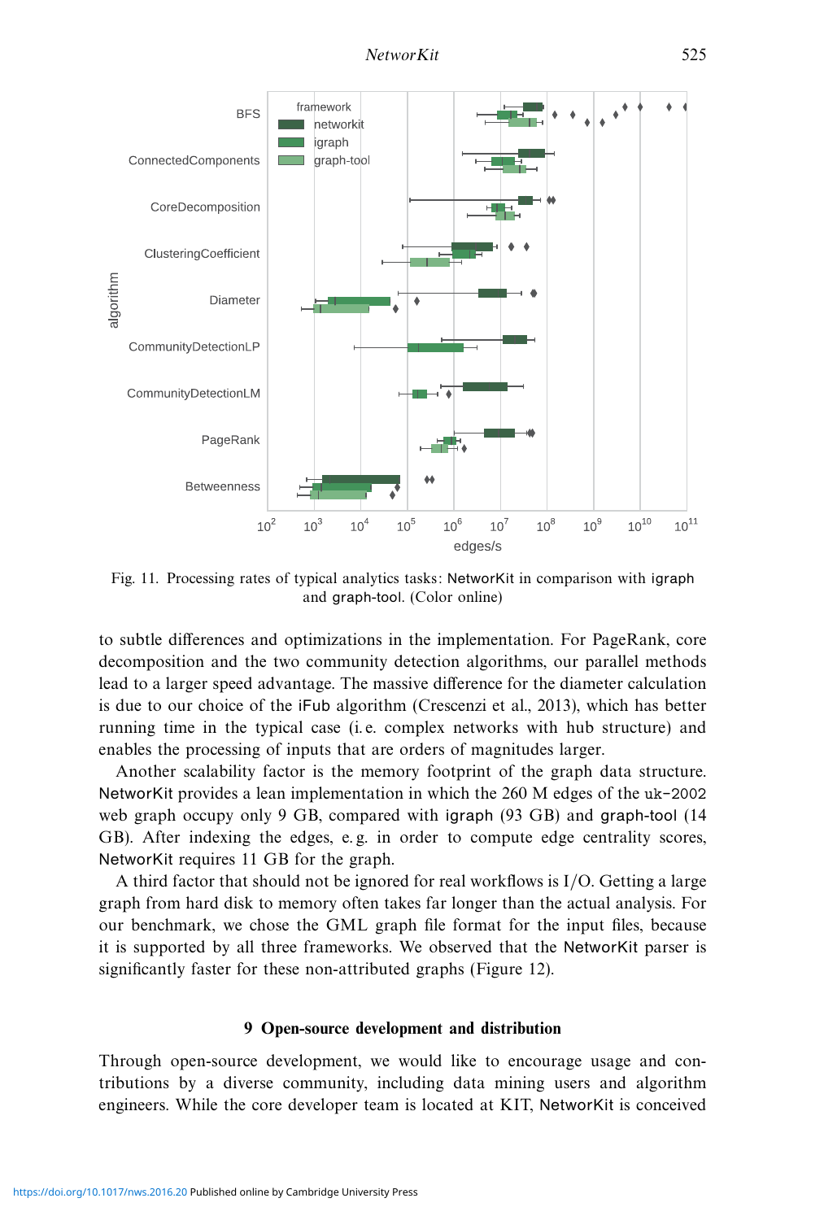Fig. 11. Processing rates of typical analytics tasks: NetworKit in comparison with igraph and graph-tool. (Color online)

to subtle differences and optimizations in the implementation. For PageRank, core decomposition and the two community detection algorithms, our parallel methods lead to a larger speed advantage. The massive difference for the diameter calculation is due to our choice of the iFub algorithm (Crescenzi et al., 2013), which has better running time in the typical case (i. e. complex networks with hub structure) and enables the processing of inputs that are orders of magnitudes larger.

Another scalability factor is the memory footprint of the graph data structure. NetworKit provides a lean implementation in which the 260 M edges of the uk-2002 web graph occupy only 9 GB, compared with igraph (93 GB) and graph-tool (14 GB). After indexing the edges, e. g. in order to compute edge centrality scores, NetworKit requires 11 GB for the graph.

A third factor that should not be ignored for real workflows is I/O. Getting a large graph from hard disk to memory often takes far longer than the actual analysis. For our benchmark, we chose the GML graph file format for the input files, because it is supported by all three frameworks. We observed that the NetworKit parser is significantly faster for these non-attributed graphs (Figure 12).

## 9 Open-source development and distribution

Through open-source development, we would like to encourage usage and contributions by a diverse community, including data mining users and algorithm engineers. While the core developer team is located at KIT, NetworKit is conceived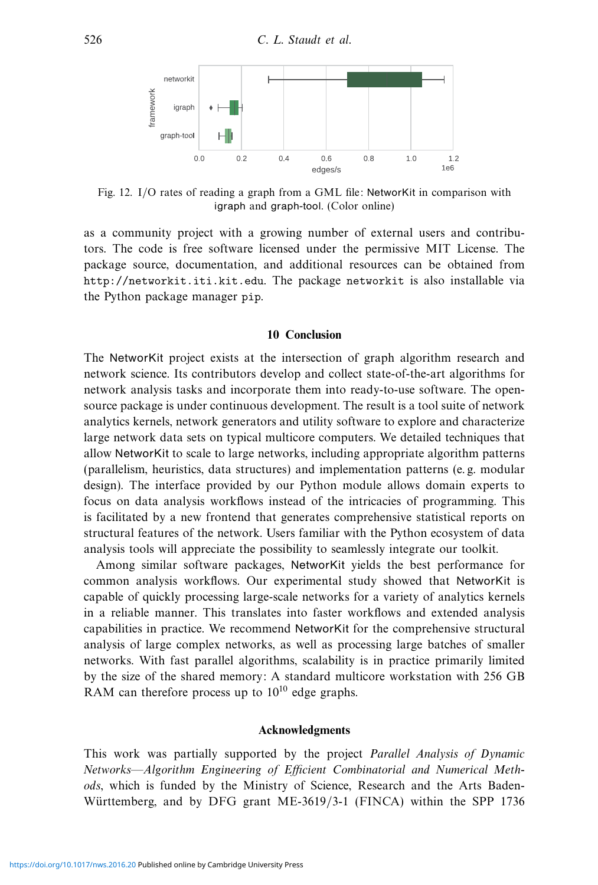Fig. 12. I/O rates of reading a graph from a GML file: NetworKit in comparison with igraph and graph-tool. (Color online)

as a community project with a growing number of external users and contributors. The code is free software licensed under the permissive MIT License. The package source, documentation, and additional resources can be obtained from http://networkit.iti.kit.edu. The package networkit is also installable via the Python package manager pip.

## 10 Conclusion

The NetworKit project exists at the intersection of graph algorithm research and network science. Its contributors develop and collect state-of-the-art algorithms for network analysis tasks and incorporate them into ready-to-use software. The open-source package is under continuous development. The result is a tool suite of network analytics kernels, network generators and utility software to explore and characterize large network data sets on typical multicore computers. We detailed techniques that allow NetworKit to scale to large networks, including appropriate algorithm patterns (parallelism, heuristics, data structures) and implementation patterns (e. g. modular design). The interface provided by our Python module allows domain experts to focus on data analysis workflows instead of the intricacies of programming. This is facilitated by a new frontend that generates comprehensive statistical reports on structural features of the network. Users familiar with the Python ecosystem of data analysis tools will appreciate the possibility to seamlessly integrate our toolkit.

Among similar software packages, NetworKit yields the best performance for common analysis workflows. Our experimental study showed that NetworKit is capable of quickly processing large-scale networks for a variety of analytics kernels in a reliable manner. This translates into faster workflows and extended analysis capabilities in practice. We recommend NetworKit for the comprehensive structural analysis of large complex networks, as well as processing large batches of smaller networks. With fast parallel algorithms, scalability is in practice primarily limited by the size of the shared memory: A standard multicore workstation with 256 GB RAM can therefore process up to $10^{10}$ edge graphs.

### Acknowledgments

This work was partially supported by the project *Parallel Analysis of Dynamic Networks—Algorithm Engineering of Efficient Combinatorial and Numerical Methods*, which is funded by the Ministry of Science, Research and the Arts Baden-Württemberg, and by DFG grant ME-3619/3-1 (FINCA) within the SPP 1736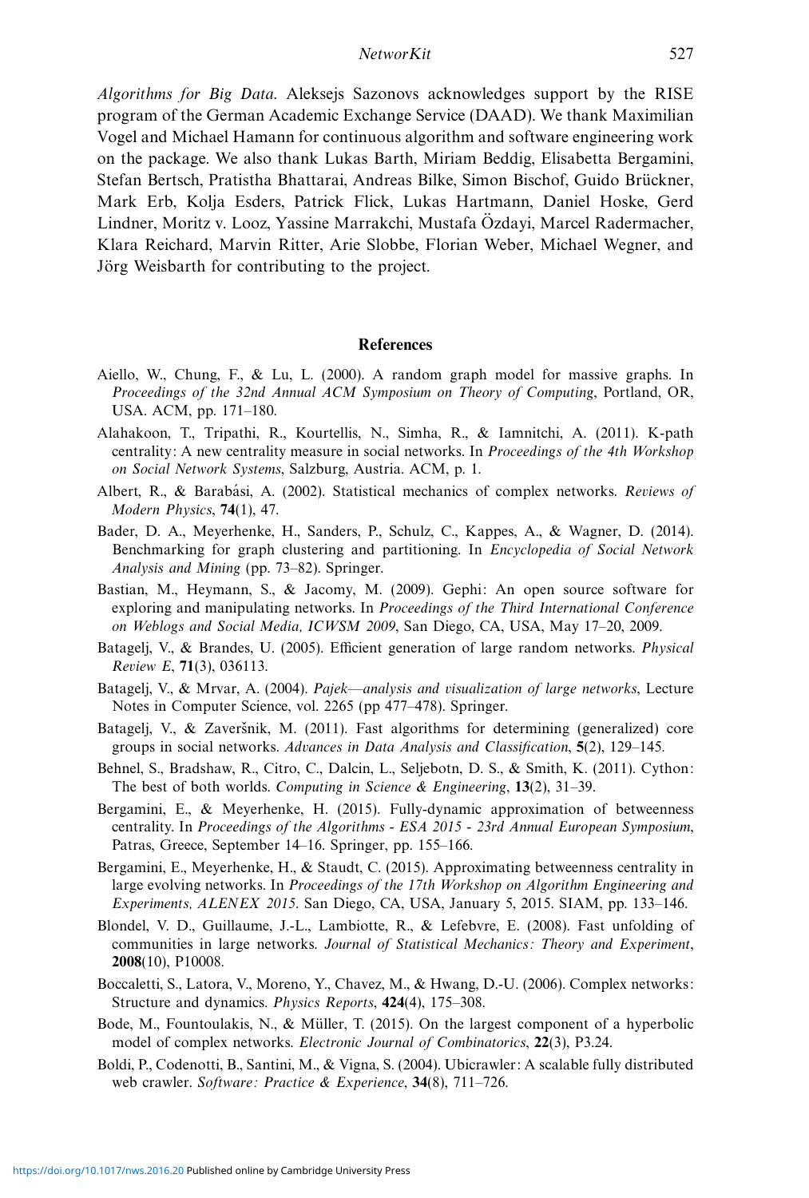*Algorithms for Big Data*. Aleksejs Sazonovs acknowledges support by the RISE program of the German Academic Exchange Service (DAAD). We thank Maximilian Vogel and Michael Hamann for continuous algorithm and software engineering work on the package. We also thank Lukas Barth, Miriam Beddig, Elisabetta Bergamini, Stefan Bertsch, Pratistha Bhattarai, Andreas Bilke, Simon Bischof, Guido Brückner, Mark Erb, Kolja Esders, Patrick Flick, Lukas Hartmann, Daniel Hoske, Gerd Lindner, Moritz v. Looz, Yassine Marrakchi, Mustafa Özdayi, Marcel Radermacher, Klara Reichard, Marvin Ritter, Arie Slobbe, Florian Weber, Michael Wegner, and Jörg Weisbarth for contributing to the project.

## References

Aiello, W., Chung, F., & Lu, L. (2000). A random graph model for massive graphs. In *Proceedings of the 32nd Annual ACM Symposium on Theory of Computing*, Portland, OR, USA. ACM, pp. 171–180.

Alahakoon, T., Tripathi, R., Kourtellis, N., Simha, R., & Iamnitchi, A. (2011). K-path centrality: A new centrality measure in social networks. In *Proceedings of the 4th Workshop on Social Network Systems*, Salzburg, Austria. ACM, p. 1.

Albert, R., & Barabási, A. (2002). Statistical mechanics of complex networks. *Reviews of Modern Physics*, **74**(1), 47.

Bader, D. A., Meyerhenke, H., Sanders, P., Schulz, C., Kappes, A., & Wagner, D. (2014). Benchmarking for graph clustering and partitioning. In *Encyclopedia of Social Network Analysis and Mining* (pp. 73–82). Springer.

Bastian, M., Heymann, S., & Jacomy, M. (2009). Gephi: An open source software for exploring and manipulating networks. In *Proceedings of the Third International Conference on Weblogs and Social Media, ICWSM 2009*, San Diego, CA, USA, May 17–20, 2009.

Batagelj, V., & Brandes, U. (2005). Efficient generation of large random networks. *Physical Review E*, **71**(3), 036113.

Batagelj, V., & Mrvar, A. (2004). *Pajek—analysis and visualization of large networks*, Lecture Notes in Computer Science, vol. 2265 (pp 477–478). Springer.

Batagelj, V., & Zaveršnik, M. (2011). Fast algorithms for determining (generalized) core groups in social networks. *Advances in Data Analysis and Classification*, **5**(2), 129–145.

Behnel, S., Bradshaw, R., Citro, C., Dalcin, L., Seljebotn, D. S., & Smith, K. (2011). Cython: The best of both worlds. *Computing in Science & Engineering*, **13**(2), 31–39.

Bergamini, E., & Meyerhenke, H. (2015). Fully-dynamic approximation of betweenness centrality. In *Proceedings of the Algorithms - ESA 2015 - 23rd Annual European Symposium*, Patras, Greece, September 14–16. Springer, pp. 155–166.

Bergamini, E., Meyerhenke, H., & Staudt, C. (2015). Approximating betweenness centrality in large evolving networks. In *Proceedings of the 17th Workshop on Algorithm Engineering and Experiments, ALENEX 2015*. San Diego, CA, USA, January 5, 2015. SIAM, pp. 133–146.

Blondel, V. D., Guillaume, J.-L., Lambiotte, R., & Lefebvre, E. (2008). Fast unfolding of communities in large networks. *Journal of Statistical Mechanics: Theory and Experiment*, **2008**(10), P10008.

Boccaletti, S., Latora, V., Moreno, Y., Chavez, M., & Hwang, D.-U. (2006). Complex networks: Structure and dynamics. *Physics Reports*, **424**(4), 175–308.

Bode, M., Fountoulakis, N., & Müller, T. (2015). On the largest component of a hyperbolic model of complex networks. *Electronic Journal of Combinatorics*, **22**(3), P3.24.

Boldi, P., Codenotti, B., Santini, M., & Vigna, S. (2004). Ubicrawler: A scalable fully distributed web crawler. *Software: Practice & Experience*, **34**(8), 711–726.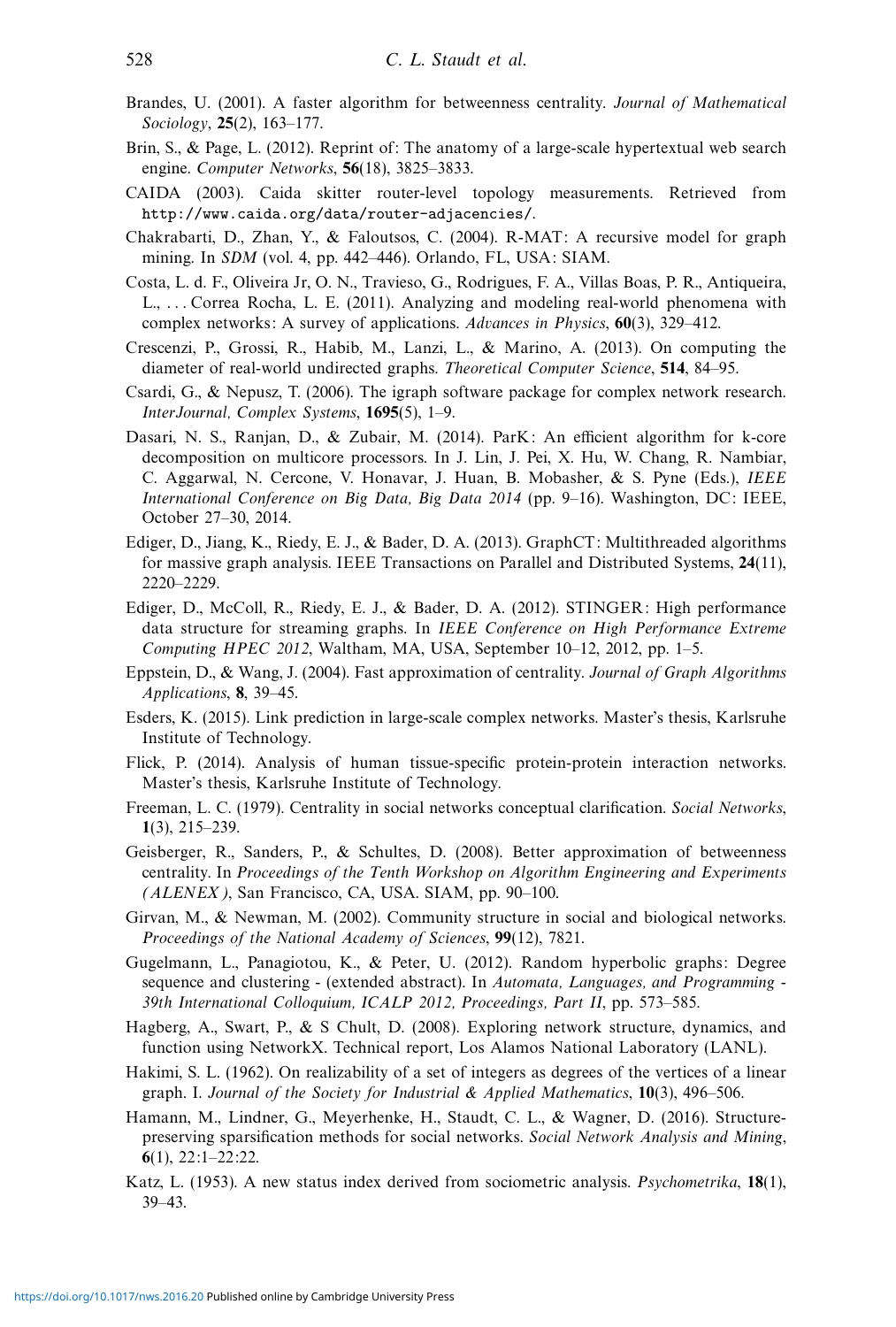Brandes, U. (2001). A faster algorithm for betweenness centrality. *Journal of Mathematical Sociology*, **25**(2), 163–177.

Brin, S., & Page, L. (2012). Reprint of: The anatomy of a large-scale hypertextual web search engine. *Computer Networks*, **56**(18), 3825–3833.

CAIDA (2003). Caida skitter router-level topology measurements. Retrieved from http://www.caida.org/data/router-adjacencies/.

Chakrabarti, D., Zhan, Y., & Faloutsos, C. (2004). R-MAT: A recursive model for graph mining. In *SDM* (vol. 4, pp. 442–446). Orlando, FL, USA: SIAM.

Costa, L. d. F., Oliveira Jr, O. N., Travieso, G., Rodrigues, F. A., Villas Boas, P. R., Antiqueira, L., . . . Correa Rocha, L. E. (2011). Analyzing and modeling real-world phenomena with complex networks: A survey of applications. *Advances in Physics*, **60**(3), 329–412.

Crescenzi, P., Grossi, R., Habib, M., Lanzi, L., & Marino, A. (2013). On computing the diameter of real-world undirected graphs. *Theoretical Computer Science*, **514**, 84–95.

Csardi, G., & Nepusz, T. (2006). The igraph software package for complex network research. *InterJournal, Complex Systems*, **1695**(5), 1–9.

Dasari, N. S., Ranjan, D., & Zubair, M. (2014). ParK: An efficient algorithm for k-core decomposition on multicore processors. In J. Lin, J. Pei, X. Hu, W. Chang, R. Nambiar, C. Aggarwal, N. Cercone, V. Honavar, J. Huan, B. Mobasher, & S. Pyne (Eds.), *IEEE International Conference on Big Data, Big Data 2014* (pp. 9–16). Washington, DC: IEEE, October 27–30, 2014.

Ediger, D., Jiang, K., Riedy, E. J., & Bader, D. A. (2013). GraphCT: Multithreaded algorithms for massive graph analysis. IEEE Transactions on Parallel and Distributed Systems, **24**(11), 2220–2229.

Ediger, D., McColl, R., Riedy, E. J., & Bader, D. A. (2012). STINGER: High performance data structure for streaming graphs. In *IEEE Conference on High Performance Extreme Computing HPEC 2012*, Waltham, MA, USA, September 10–12, 2012, pp. 1–5.

Eppstein, D., & Wang, J. (2004). Fast approximation of centrality. *Journal of Graph Algorithms Applications*, **8**, 39–45.

Esders, K. (2015). Link prediction in large-scale complex networks. Master's thesis, Karlsruhe Institute of Technology.

Flick, P. (2014). Analysis of human tissue-specific protein-protein interaction networks. Master's thesis, Karlsruhe Institute of Technology.

Freeman, L. C. (1979). Centrality in social networks conceptual clarification. *Social Networks*, **1**(3), 215–239.

Geisberger, R., Sanders, P., & Schultes, D. (2008). Better approximation of betweenness centrality. In *Proceedings of the Tenth Workshop on Algorithm Engineering and Experiments (ALENEX)*, San Francisco, CA, USA. SIAM, pp. 90–100.

Girvan, M., & Newman, M. (2002). Community structure in social and biological networks. *Proceedings of the National Academy of Sciences*, **99**(12), 7821.

Gugelmann, L., Panagiotou, K., & Peter, U. (2012). Random hyperbolic graphs: Degree sequence and clustering - (extended abstract). In *Automata, Languages, and Programming - 39th International Colloquium, ICALP 2012, Proceedings, Part II*, pp. 573–585.

Hagberg, A., Swart, P., & S Chult, D. (2008). Exploring network structure, dynamics, and function using NetworkX. Technical report, Los Alamos National Laboratory (LANL).

Hakimi, S. L. (1962). On realizability of a set of integers as degrees of the vertices of a linear graph. I. *Journal of the Society for Industrial & Applied Mathematics*, **10**(3), 496–506.

Hamann, M., Lindner, G., Meyerhenke, H., Staudt, C. L., & Wagner, D. (2016). Structure-preserving sparsification methods for social networks. *Social Network Analysis and Mining*, **6**(1), 22:1–22:22.

Katz, L. (1953). A new status index derived from sociometric analysis. *Psychometrika*, **18**(1), 39–43.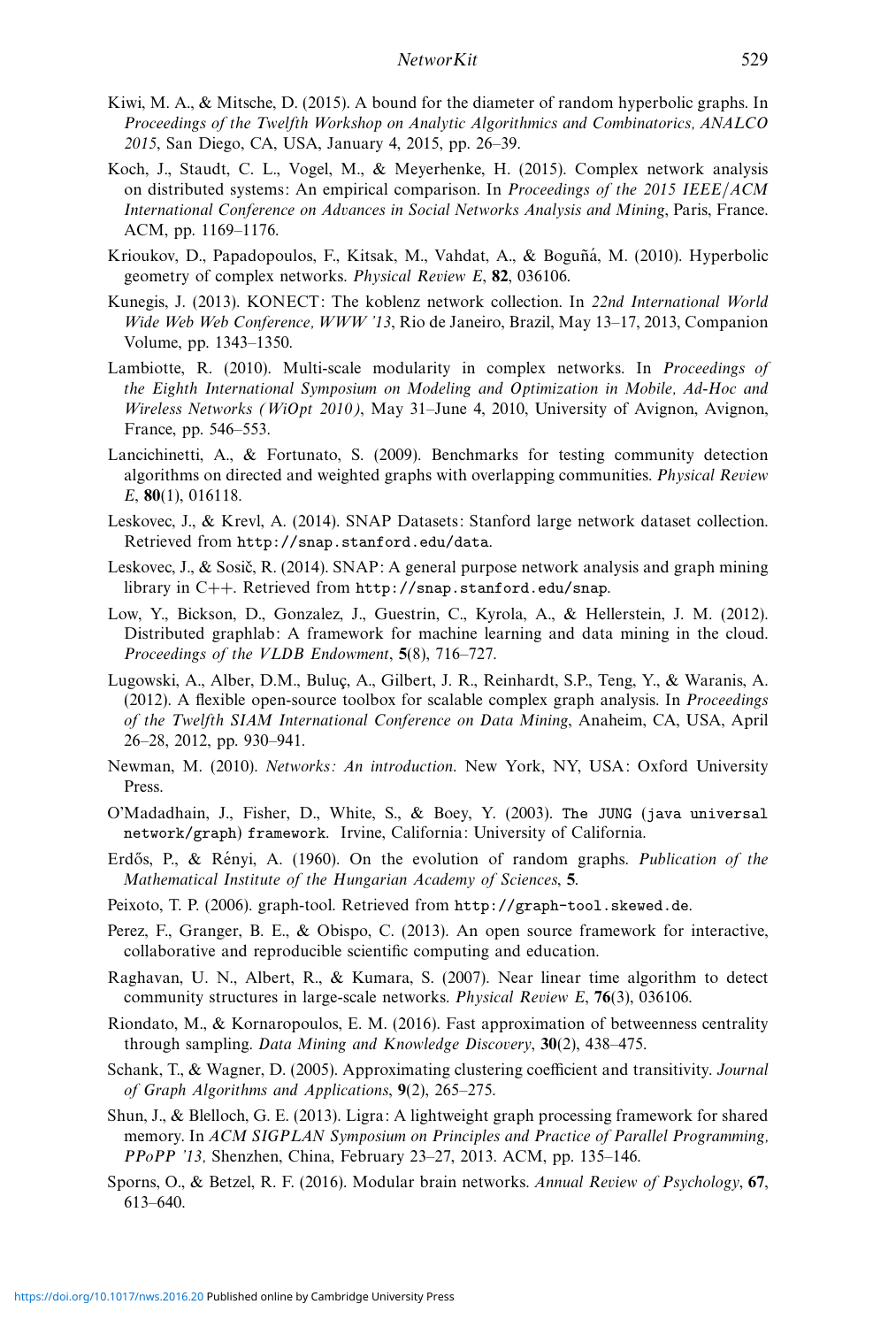Kiwi, M. A., & Mitsche, D. (2015). A bound for the diameter of random hyperbolic graphs. In *Proceedings of the Twelfth Workshop on Analytic Algorithmics and Combinatorics, ANALCO 2015*, San Diego, CA, USA, January 4, 2015, pp. 26–39.

Koch, J., Staudt, C. L., Vogel, M., & Meyerhenke, H. (2015). Complex network analysis on distributed systems: An empirical comparison. In *Proceedings of the 2015 IEEE/ACM International Conference on Advances in Social Networks Analysis and Mining*, Paris, France. ACM, pp. 1169–1176.

Krioukov, D., Papadopoulos, F., Kitsak, M., Vahdat, A., & Boguñá, M. (2010). Hyperbolic geometry of complex networks. *Physical Review E*, **82**, 036106.

Kunegis, J. (2013). KONECT: The koblenz network collection. In *22nd International World Wide Web Web Conference, WWW '13*, Rio de Janeiro, Brazil, May 13–17, 2013, Companion Volume, pp. 1343–1350.

Lambiotte, R. (2010). Multi-scale modularity in complex networks. In *Proceedings of the Eighth International Symposium on Modeling and Optimization in Mobile, Ad-Hoc and Wireless Networks (WiOpt 2010)*, May 31–June 4, 2010, University of Avignon, Avignon, France, pp. 546–553.

Lancichinetti, A., & Fortunato, S. (2009). Benchmarks for testing community detection algorithms on directed and weighted graphs with overlapping communities. *Physical Review E*, **80**(1), 016118.

Leskovec, J., & Krevl, A. (2014). SNAP Datasets: Stanford large network dataset collection. Retrieved from `http://snap.stanford.edu/data`.

Leskovec, J., & Sosič, R. (2014). SNAP: A general purpose network analysis and graph mining library in C++. Retrieved from `http://snap.stanford.edu/snap`.

Low, Y., Bickson, D., Gonzalez, J., Guestrin, C., Kyrola, A., & Hellerstein, J. M. (2012). Distributed graphlab: A framework for machine learning and data mining in the cloud. *Proceedings of the VLDB Endowment*, **5**(8), 716–727.

Lugowski, A., Alber, D.M., Buluç, A., Gilbert, J. R., Reinhardt, S.P., Teng, Y., & Waranis, A. (2012). A flexible open-source toolbox for scalable complex graph analysis. In *Proceedings of the Twelfth SIAM International Conference on Data Mining*, Anaheim, CA, USA, April 26–28, 2012, pp. 930–941.

Newman, M. (2010). *Networks: An introduction*. New York, NY, USA: Oxford University Press.

O'Madadhain, J., Fisher, D., White, S., & Boey, Y. (2003). `The JUNG (java universal network/graph) framework`. Irvine, California: University of California.

Erdős, P., & Rényi, A. (1960). On the evolution of random graphs. *Publication of the Mathematical Institute of the Hungarian Academy of Sciences*, **5**.

Peixoto, T. P. (2006). graph-tool. Retrieved from `http://graph-tool.skewed.de`.

Perez, F., Granger, B. E., & Obispo, C. (2013). An open source framework for interactive, collaborative and reproducible scientific computing and education.

Raghavan, U. N., Albert, R., & Kumara, S. (2007). Near linear time algorithm to detect community structures in large-scale networks. *Physical Review E*, **76**(3), 036106.

Riondato, M., & Kornaropoulos, E. M. (2016). Fast approximation of betweenness centrality through sampling. *Data Mining and Knowledge Discovery*, **30**(2), 438–475.

Schank, T., & Wagner, D. (2005). Approximating clustering coefficient and transitivity. *Journal of Graph Algorithms and Applications*, **9**(2), 265–275.

Shun, J., & Blelloch, G. E. (2013). Ligra: A lightweight graph processing framework for shared memory. In *ACM SIGPLAN Symposium on Principles and Practice of Parallel Programming, PPoPP '13,* Shenzhen, China, February 23–27, 2013. ACM, pp. 135–146.

Sporns, O., & Betzel, R. F. (2016). Modular brain networks. *Annual Review of Psychology*, **67**, 613–640.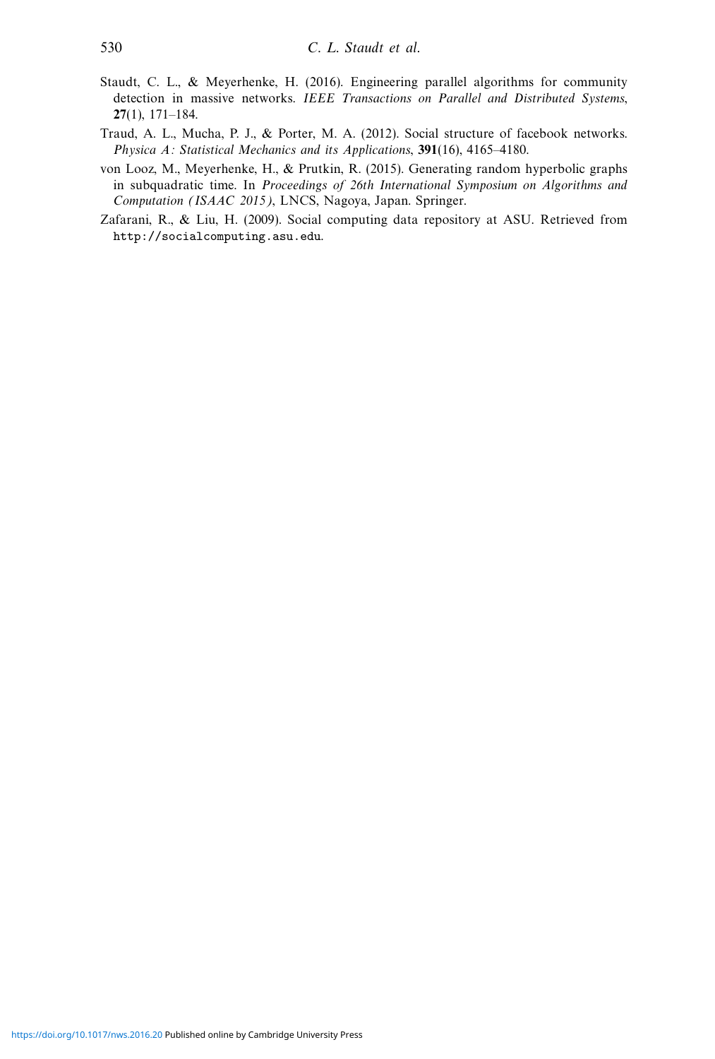Staudt, C. L., & Meyerhenke, H. (2016). Engineering parallel algorithms for community detection in massive networks. *IEEE Transactions on Parallel and Distributed Systems*, **27**(1), 171–184.

Traud, A. L., Mucha, P. J., & Porter, M. A. (2012). Social structure of facebook networks. *Physica A: Statistical Mechanics and its Applications*, **391**(16), 4165–4180.

von Looz, M., Meyerhenke, H., & Prutkin, R. (2015). Generating random hyperbolic graphs in subquadratic time. In *Proceedings of 26th International Symposium on Algorithms and Computation (ISAAC 2015)*, LNCS, Nagoya, Japan. Springer.

Zafarani, R., & Liu, H. (2009). Social computing data repository at ASU. Retrieved from `http://socialcomputing.asu.edu`.